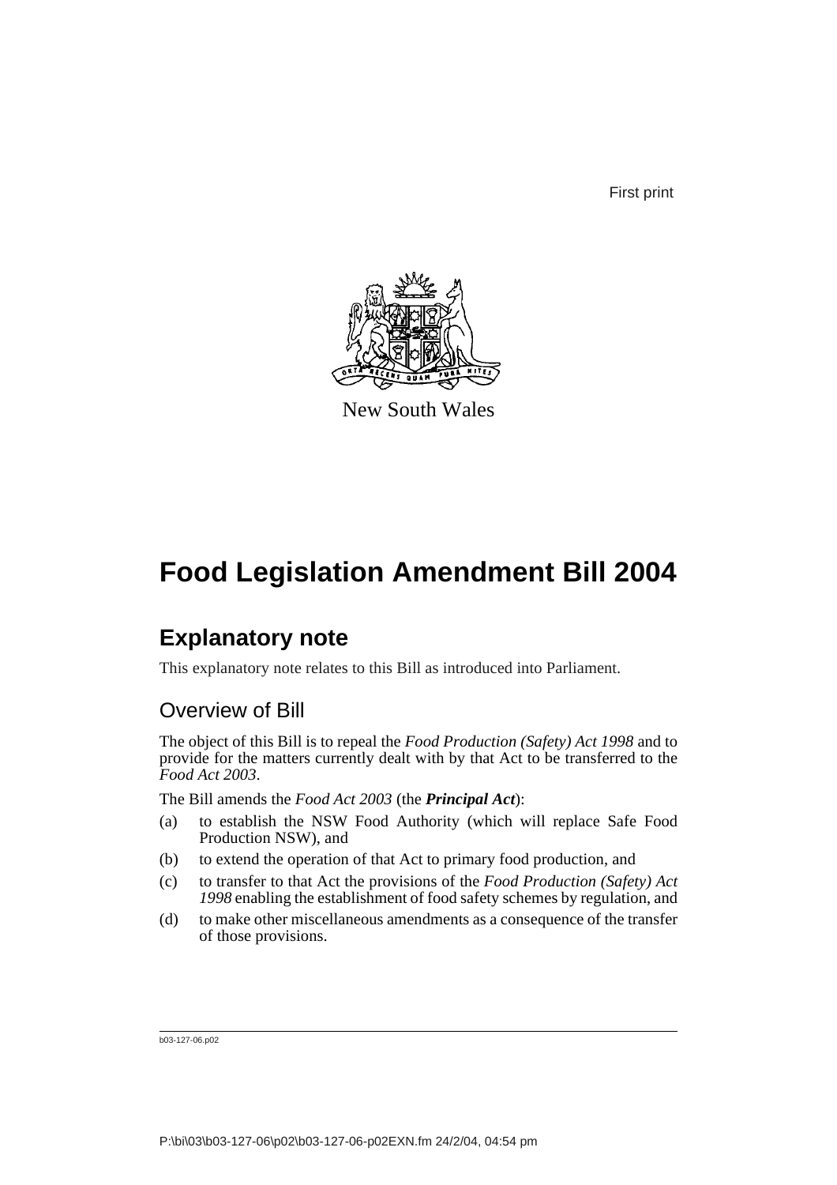First print

New South Wales

# Food Legislation Amendment Bill 2004

## Explanatory note

This explanatory note relates to this Bill as introduced into Parliament.

### Overview of Bill

The object of this Bill is to repeal the *Food Production (Safety) Act 1998* and to provide for the matters currently dealt with by that Act to be transferred to the *Food Act 2003*.

The Bill amends the *Food Act 2003* (the ***Principal Act***):

(a) to establish the NSW Food Authority (which will replace Safe Food Production NSW), and

(b) to extend the operation of that Act to primary food production, and

(c) to transfer to that Act the provisions of the *Food Production (Safety) Act 1998* enabling the establishment of food safety schemes by regulation, and

(d) to make other miscellaneous amendments as a consequence of the transfer of those provisions.

b03-127-06.p02

P:\bi\03\b03-127-06\p02\b03-127-06-p02EXN.fm 24/2/04, 04:54 pm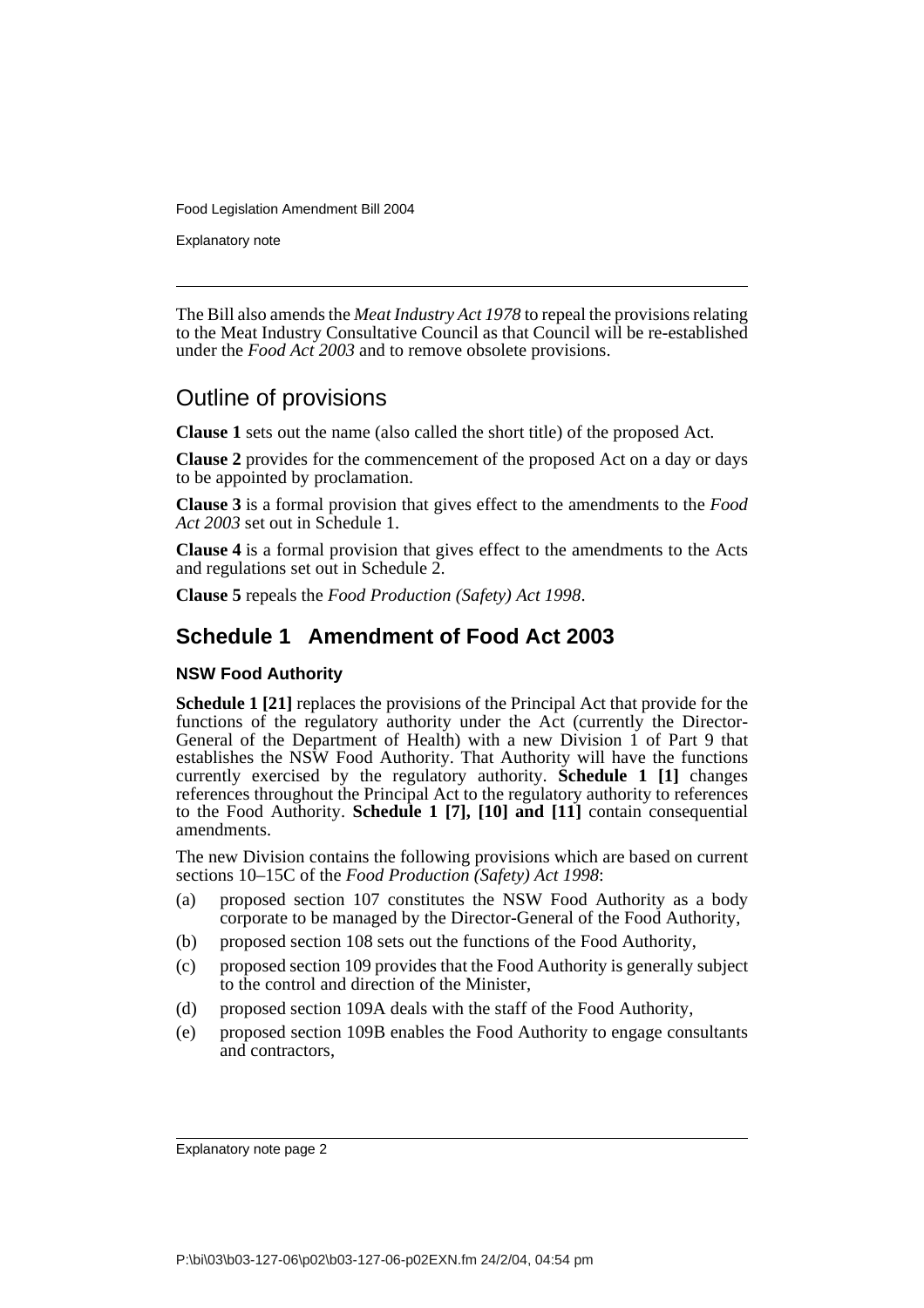The Bill also amends the *Meat Industry Act 1978* to repeal the provisions relating to the Meat Industry Consultative Council as that Council will be re-established under the *Food Act 2003* and to remove obsolete provisions.

## Outline of provisions

**Clause 1** sets out the name (also called the short title) of the proposed Act.

**Clause 2** provides for the commencement of the proposed Act on a day or days to be appointed by proclamation.

**Clause 3** is a formal provision that gives effect to the amendments to the *Food Act 2003* set out in Schedule 1.

**Clause 4** is a formal provision that gives effect to the amendments to the Acts and regulations set out in Schedule 2.

**Clause 5** repeals the *Food Production (Safety) Act 1998*.

## Schedule 1 Amendment of Food Act 2003

### NSW Food Authority

**Schedule 1 [21]** replaces the provisions of the Principal Act that provide for the functions of the regulatory authority under the Act (currently the Director-General of the Department of Health) with a new Division 1 of Part 9 that establishes the NSW Food Authority. That Authority will have the functions currently exercised by the regulatory authority. **Schedule 1 [1]** changes references throughout the Principal Act to the regulatory authority to references to the Food Authority. **Schedule 1 [7], [10] and [11]** contain consequential amendments.

The new Division contains the following provisions which are based on current sections 10–15C of the *Food Production (Safety) Act 1998*:

(a) proposed section 107 constitutes the NSW Food Authority as a body corporate to be managed by the Director-General of the Food Authority,

(b) proposed section 108 sets out the functions of the Food Authority,

(c) proposed section 109 provides that the Food Authority is generally subject to the control and direction of the Minister,

(d) proposed section 109A deals with the staff of the Food Authority,

(e) proposed section 109B enables the Food Authority to engage consultants and contractors,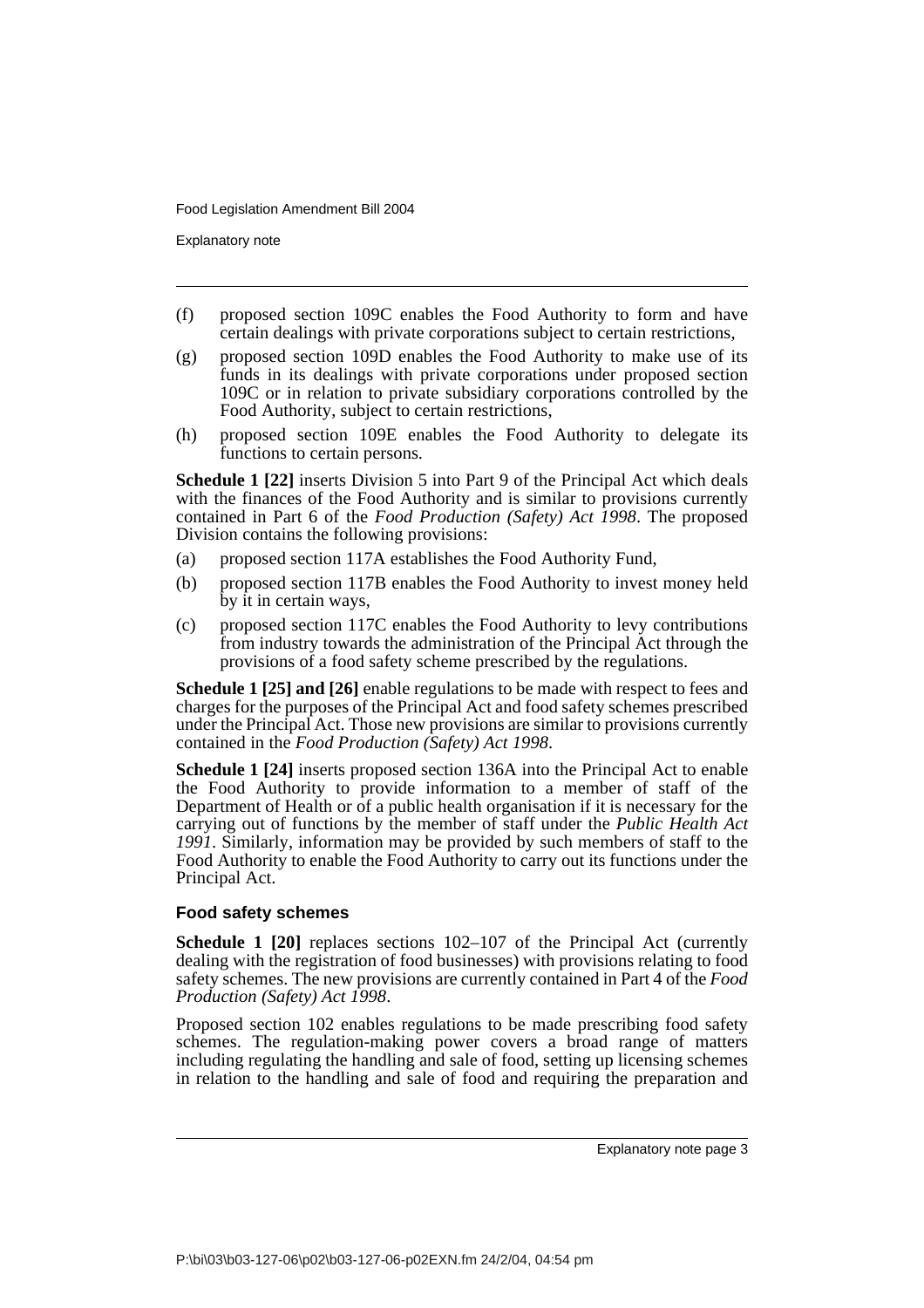(f) proposed section 109C enables the Food Authority to form and have certain dealings with private corporations subject to certain restrictions,

(g) proposed section 109D enables the Food Authority to make use of its funds in its dealings with private corporations under proposed section 109C or in relation to private subsidiary corporations controlled by the Food Authority, subject to certain restrictions,

(h) proposed section 109E enables the Food Authority to delegate its functions to certain persons.

**Schedule 1 [22]** inserts Division 5 into Part 9 of the Principal Act which deals with the finances of the Food Authority and is similar to provisions currently contained in Part 6 of the *Food Production (Safety) Act 1998*. The proposed Division contains the following provisions:

(a) proposed section 117A establishes the Food Authority Fund,

(b) proposed section 117B enables the Food Authority to invest money held by it in certain ways,

(c) proposed section 117C enables the Food Authority to levy contributions from industry towards the administration of the Principal Act through the provisions of a food safety scheme prescribed by the regulations.

**Schedule 1 [25] and [26]** enable regulations to be made with respect to fees and charges for the purposes of the Principal Act and food safety schemes prescribed under the Principal Act. Those new provisions are similar to provisions currently contained in the *Food Production (Safety) Act 1998*.

**Schedule 1 [24]** inserts proposed section 136A into the Principal Act to enable the Food Authority to provide information to a member of staff of the Department of Health or of a public health organisation if it is necessary for the carrying out of functions by the member of staff under the *Public Health Act 1991*. Similarly, information may be provided by such members of staff to the Food Authority to enable the Food Authority to carry out its functions under the Principal Act.

### Food safety schemes

**Schedule 1 [20]** replaces sections 102–107 of the Principal Act (currently dealing with the registration of food businesses) with provisions relating to food safety schemes. The new provisions are currently contained in Part 4 of the *Food Production (Safety) Act 1998*.

Proposed section 102 enables regulations to be made prescribing food safety schemes. The regulation-making power covers a broad range of matters including regulating the handling and sale of food, setting up licensing schemes in relation to the handling and sale of food and requiring the preparation and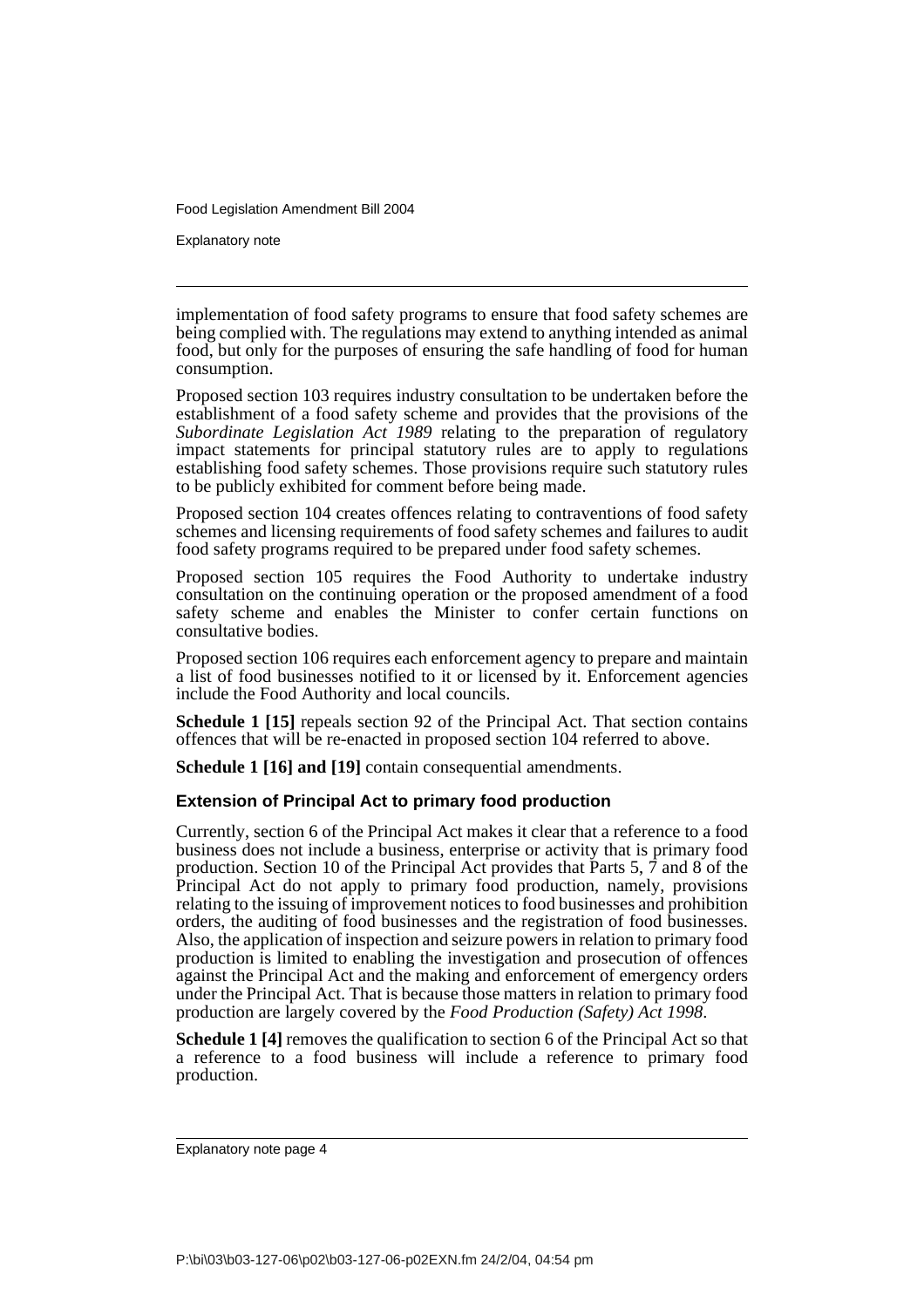implementation of food safety programs to ensure that food safety schemes are being complied with. The regulations may extend to anything intended as animal food, but only for the purposes of ensuring the safe handling of food for human consumption.

Proposed section 103 requires industry consultation to be undertaken before the establishment of a food safety scheme and provides that the provisions of the *Subordinate Legislation Act 1989* relating to the preparation of regulatory impact statements for principal statutory rules are to apply to regulations establishing food safety schemes. Those provisions require such statutory rules to be publicly exhibited for comment before being made.

Proposed section 104 creates offences relating to contraventions of food safety schemes and licensing requirements of food safety schemes and failures to audit food safety programs required to be prepared under food safety schemes.

Proposed section 105 requires the Food Authority to undertake industry consultation on the continuing operation or the proposed amendment of a food safety scheme and enables the Minister to confer certain functions on consultative bodies.

Proposed section 106 requires each enforcement agency to prepare and maintain a list of food businesses notified to it or licensed by it. Enforcement agencies include the Food Authority and local councils.

**Schedule 1 [15]** repeals section 92 of the Principal Act. That section contains offences that will be re-enacted in proposed section 104 referred to above.

**Schedule 1 [16] and [19]** contain consequential amendments.

### Extension of Principal Act to primary food production

Currently, section 6 of the Principal Act makes it clear that a reference to a food business does not include a business, enterprise or activity that is primary food production. Section 10 of the Principal Act provides that Parts 5, 7 and 8 of the Principal Act do not apply to primary food production, namely, provisions relating to the issuing of improvement notices to food businesses and prohibition orders, the auditing of food businesses and the registration of food businesses. Also, the application of inspection and seizure powers in relation to primary food production is limited to enabling the investigation and prosecution of offences against the Principal Act and the making and enforcement of emergency orders under the Principal Act. That is because those matters in relation to primary food production are largely covered by the *Food Production (Safety) Act 1998*.

**Schedule 1 [4]** removes the qualification to section 6 of the Principal Act so that a reference to a food business will include a reference to primary food production.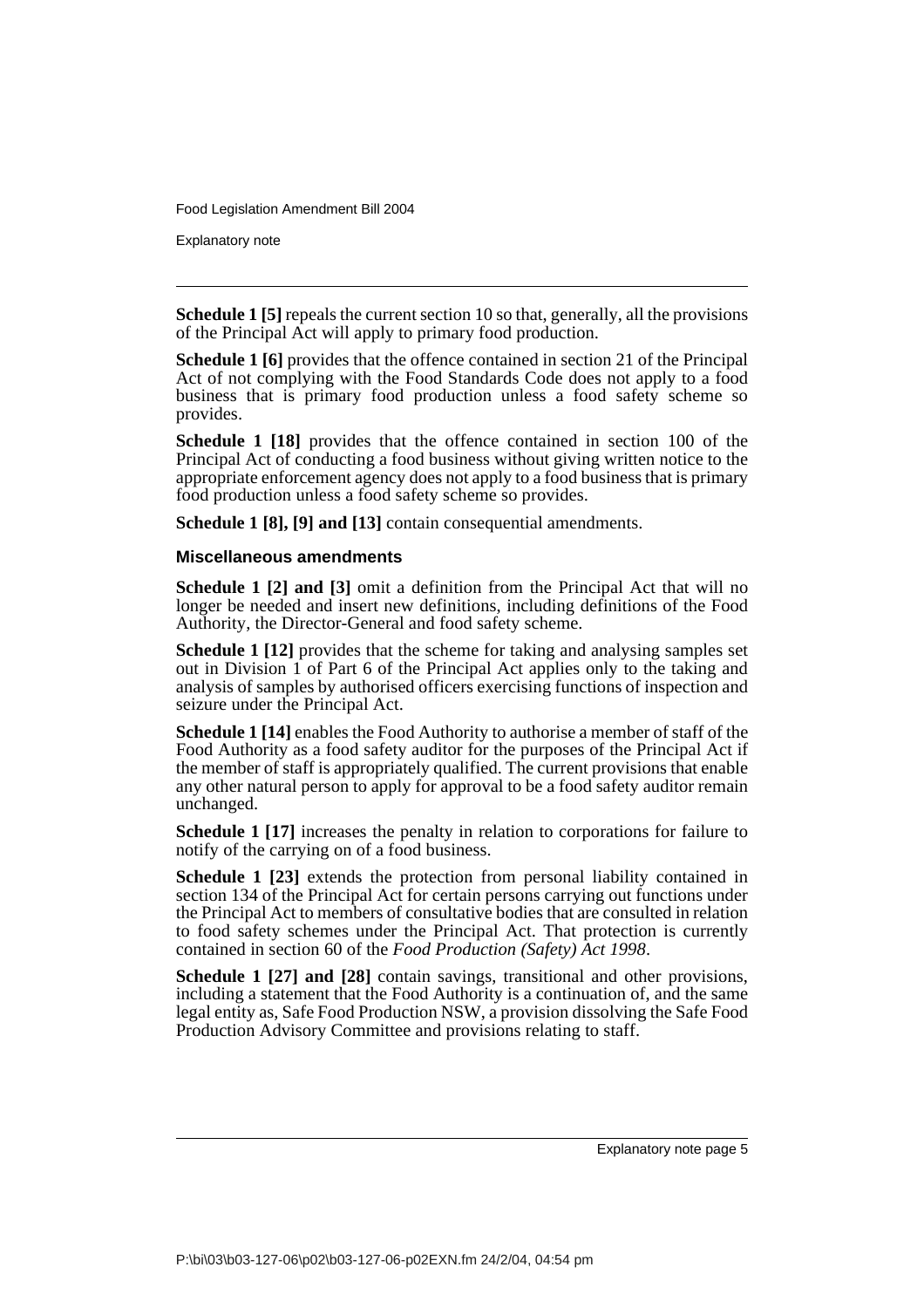**Schedule 1 [5]** repeals the current section 10 so that, generally, all the provisions of the Principal Act will apply to primary food production.

**Schedule 1 [6]** provides that the offence contained in section 21 of the Principal Act of not complying with the Food Standards Code does not apply to a food business that is primary food production unless a food safety scheme so provides.

**Schedule 1 [18]** provides that the offence contained in section 100 of the Principal Act of conducting a food business without giving written notice to the appropriate enforcement agency does not apply to a food business that is primary food production unless a food safety scheme so provides.

**Schedule 1 [8], [9] and [13]** contain consequential amendments.

### Miscellaneous amendments

**Schedule 1 [2] and [3]** omit a definition from the Principal Act that will no longer be needed and insert new definitions, including definitions of the Food Authority, the Director-General and food safety scheme.

**Schedule 1 [12]** provides that the scheme for taking and analysing samples set out in Division 1 of Part 6 of the Principal Act applies only to the taking and analysis of samples by authorised officers exercising functions of inspection and seizure under the Principal Act.

**Schedule 1 [14]** enables the Food Authority to authorise a member of staff of the Food Authority as a food safety auditor for the purposes of the Principal Act if the member of staff is appropriately qualified. The current provisions that enable any other natural person to apply for approval to be a food safety auditor remain unchanged.

**Schedule 1 [17]** increases the penalty in relation to corporations for failure to notify of the carrying on of a food business.

**Schedule 1 [23]** extends the protection from personal liability contained in section 134 of the Principal Act for certain persons carrying out functions under the Principal Act to members of consultative bodies that are consulted in relation to food safety schemes under the Principal Act. That protection is currently contained in section 60 of the *Food Production (Safety) Act 1998*.

**Schedule 1 [27] and [28]** contain savings, transitional and other provisions, including a statement that the Food Authority is a continuation of, and the same legal entity as, Safe Food Production NSW, a provision dissolving the Safe Food Production Advisory Committee and provisions relating to staff.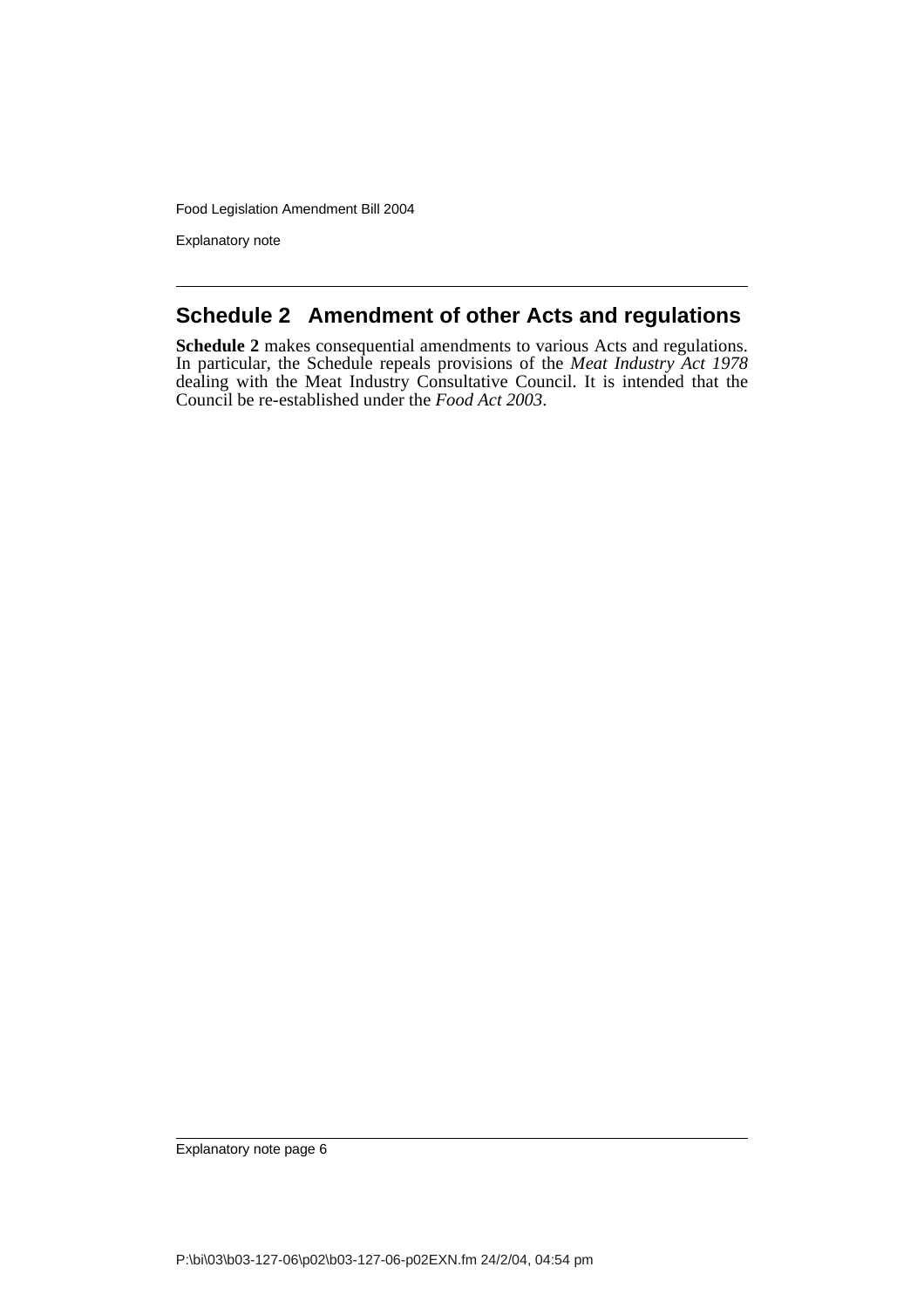## Schedule 2 Amendment of other Acts and regulations

**Schedule 2** makes consequential amendments to various Acts and regulations. In particular, the Schedule repeals provisions of the *Meat Industry Act 1978* dealing with the Meat Industry Consultative Council. It is intended that the Council be re-established under the *Food Act 2003*.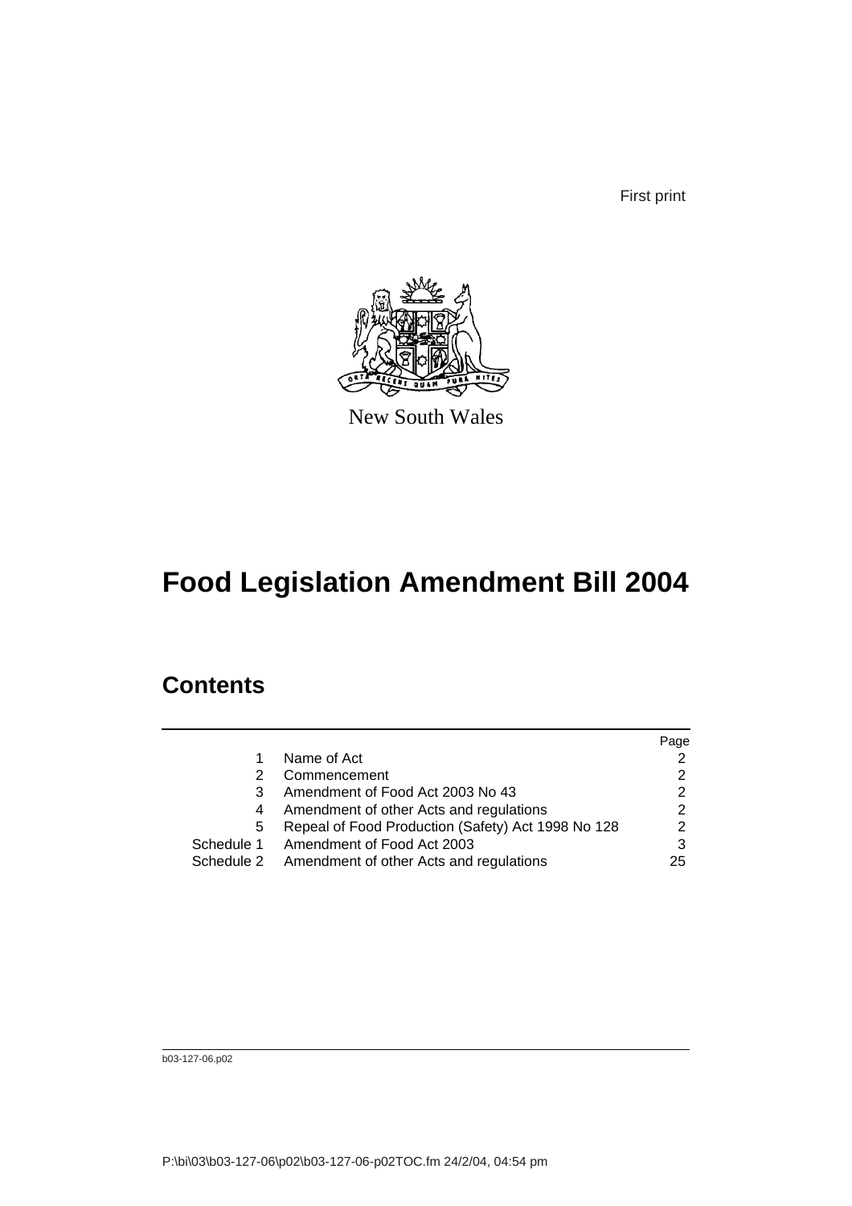First print

New South Wales

# Food Legislation Amendment Bill 2004

## Contents

| | | Page |
|---|---|---|
| 1 | Name of Act | 2 |
| 2 | Commencement | 2 |
| 3 | Amendment of Food Act 2003 No 43 | 2 |
| 4 | Amendment of other Acts and regulations | 2 |
| 5 | Repeal of Food Production (Safety) Act 1998 No 128 | 2 |
| Schedule 1 | Amendment of Food Act 2003 | 3 |
| Schedule 2 | Amendment of other Acts and regulations | 25 |

b03-127-06.p02

P:\bi\03\b03-127-06\p02\b03-127-06-p02TOC.fm 24/2/04, 04:54 pm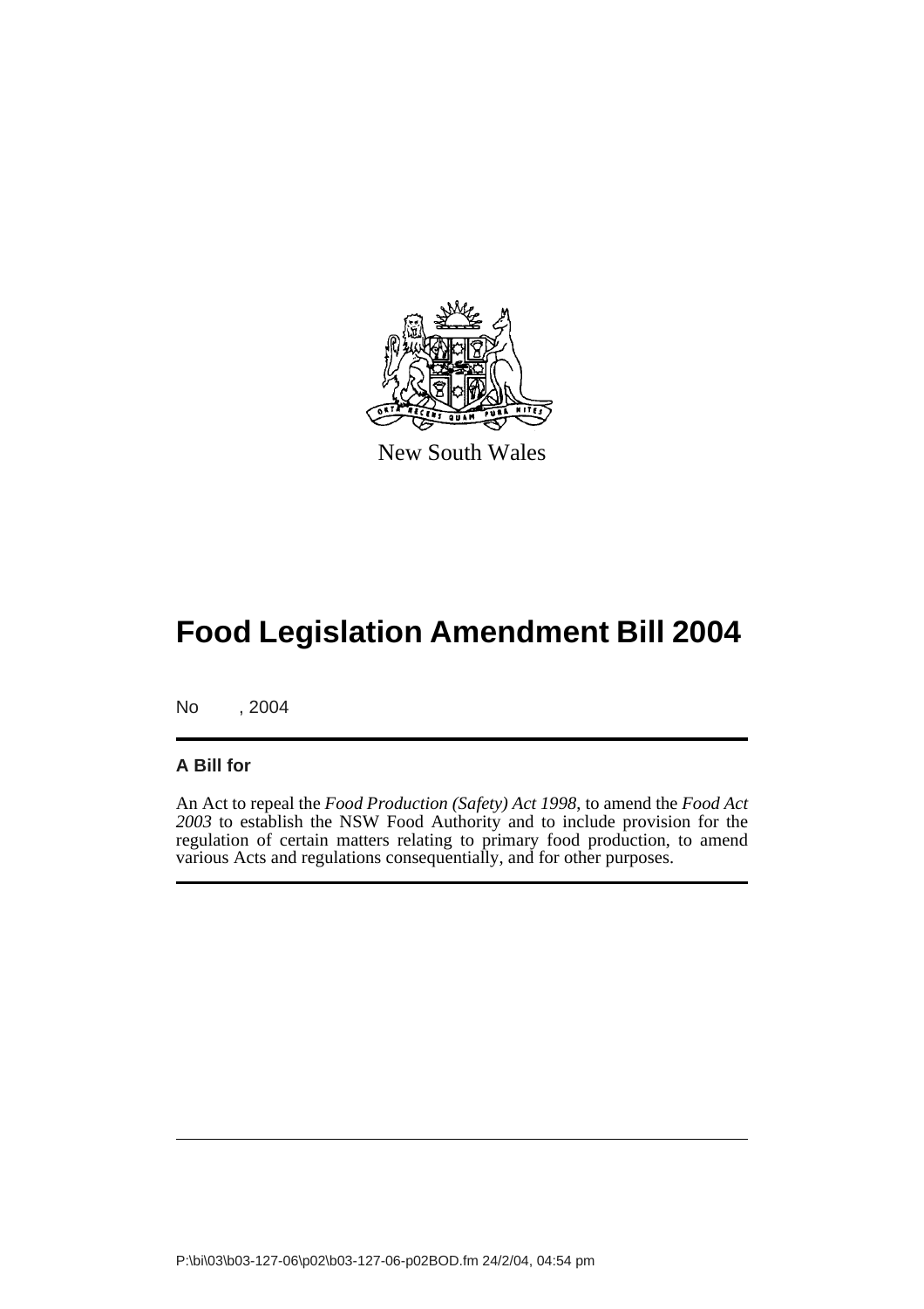New South Wales

# Food Legislation Amendment Bill 2004

No , 2004

**A Bill for**

An Act to repeal the *Food Production (Safety) Act 1998*, to amend the *Food Act 2003* to establish the NSW Food Authority and to include provision for the regulation of certain matters relating to primary food production, to amend various Acts and regulations consequentially, and for other purposes.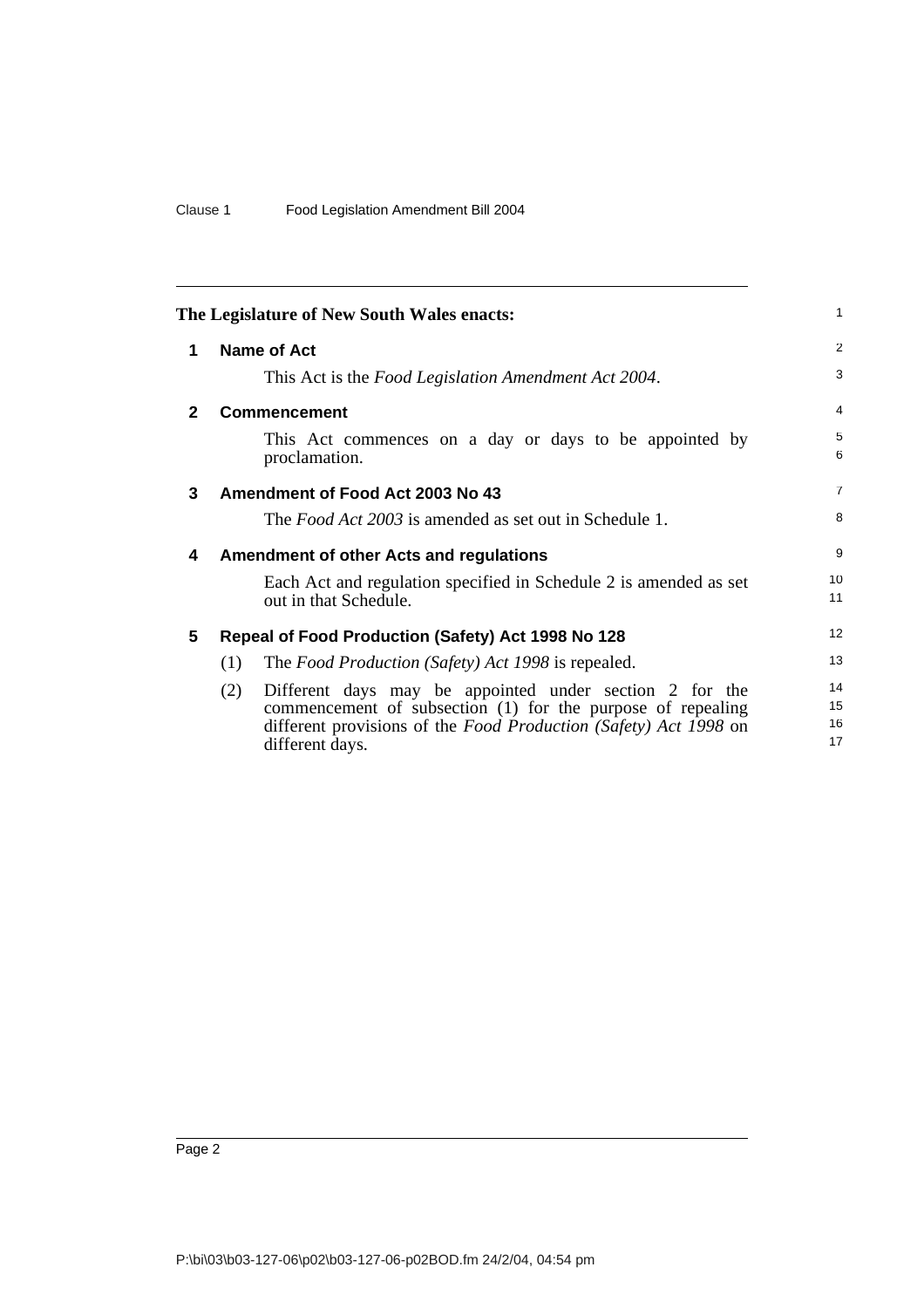The Legislature of New South Wales enacts:

## 1 Name of Act

This Act is the *Food Legislation Amendment Act 2004*.

## 2 Commencement

This Act commences on a day or days to be appointed by proclamation.

## 3 Amendment of Food Act 2003 No 43

The *Food Act 2003* is amended as set out in Schedule 1.

## 4 Amendment of other Acts and regulations

Each Act and regulation specified in Schedule 2 is amended as set out in that Schedule.

## 5 Repeal of Food Production (Safety) Act 1998 No 128

(1) The *Food Production (Safety) Act 1998* is repealed.

(2) Different days may be appointed under section 2 for the commencement of subsection (1) for the purpose of repealing different provisions of the *Food Production (Safety) Act 1998* on different days.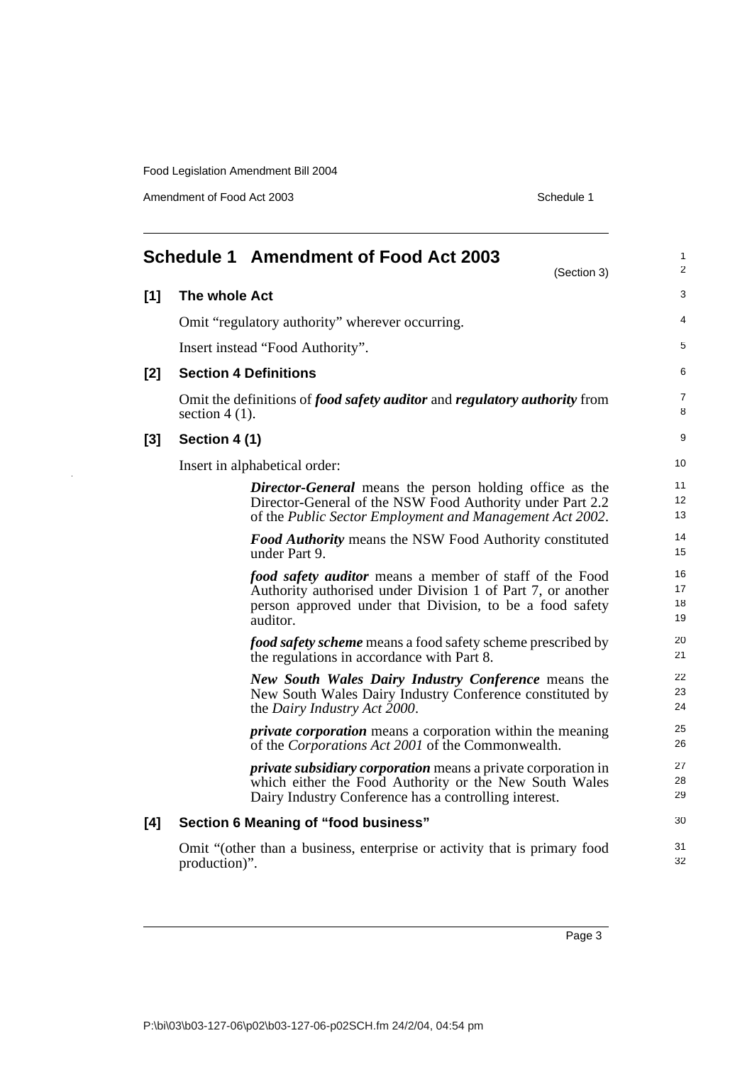## Schedule 1 Amendment of Food Act 2003

(Section 3)

**[1] The whole Act**

Omit "regulatory authority" wherever occurring.

Insert instead "Food Authority".

**[2] Section 4 Definitions**

Omit the definitions of ***food safety auditor*** and ***regulatory authority*** from section 4 (1).

**[3] Section 4 (1)**

Insert in alphabetical order:

> ***Director-General*** means the person holding office as the Director-General of the NSW Food Authority under Part 2.2 of the *Public Sector Employment and Management Act 2002*.
>
> ***Food Authority*** means the NSW Food Authority constituted under Part 9.
>
> ***food safety auditor*** means a member of staff of the Food Authority authorised under Division 1 of Part 7, or another person approved under that Division, to be a food safety auditor.
>
> ***food safety scheme*** means a food safety scheme prescribed by the regulations in accordance with Part 8.
>
> ***New South Wales Dairy Industry Conference*** means the New South Wales Dairy Industry Conference constituted by the *Dairy Industry Act 2000*.
>
> ***private corporation*** means a corporation within the meaning of the *Corporations Act 2001* of the Commonwealth.
>
> ***private subsidiary corporation*** means a private corporation in which either the Food Authority or the New South Wales Dairy Industry Conference has a controlling interest.

**[4] Section 6 Meaning of "food business"**

Omit "(other than a business, enterprise or activity that is primary food production)".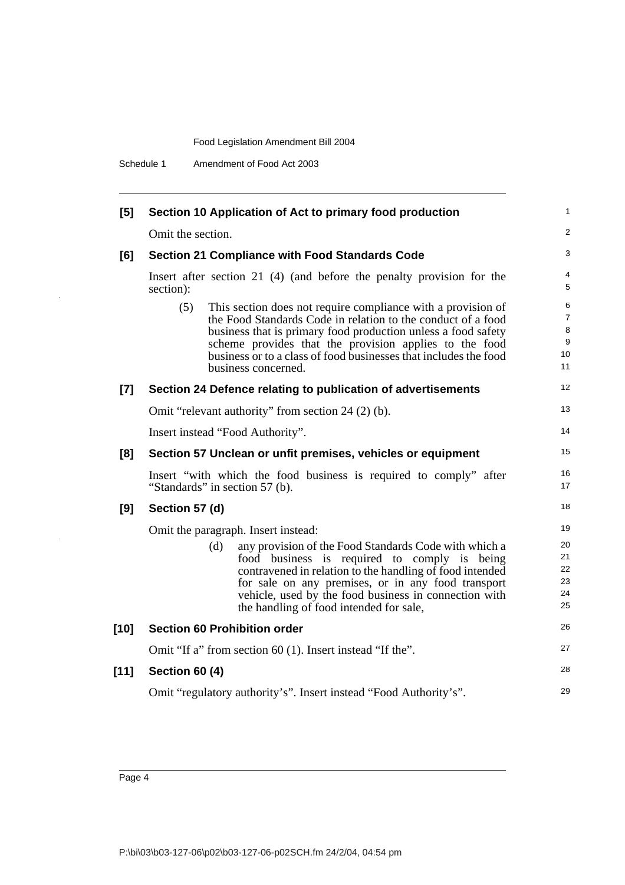**[5] Section 10 Application of Act to primary food production**

Omit the section.

**[6] Section 21 Compliance with Food Standards Code**

Insert after section 21 (4) (and before the penalty provision for the section):

(5) This section does not require compliance with a provision of the Food Standards Code in relation to the conduct of a food business that is primary food production unless a food safety scheme provides that the provision applies to the food business or to a class of food businesses that includes the food business concerned.

**[7] Section 24 Defence relating to publication of advertisements**

Omit "relevant authority" from section 24 (2) (b).

Insert instead "Food Authority".

**[8] Section 57 Unclean or unfit premises, vehicles or equipment**

Insert "with which the food business is required to comply" after "Standards" in section 57 (b).

**[9] Section 57 (d)**

Omit the paragraph. Insert instead:

(d) any provision of the Food Standards Code with which a food business is required to comply is being contravened in relation to the handling of food intended for sale on any premises, or in any food transport vehicle, used by the food business in connection with the handling of food intended for sale,

**[10] Section 60 Prohibition order**

Omit "If a" from section 60 (1). Insert instead "If the".

**[11] Section 60 (4)**

Omit "regulatory authority's". Insert instead "Food Authority's".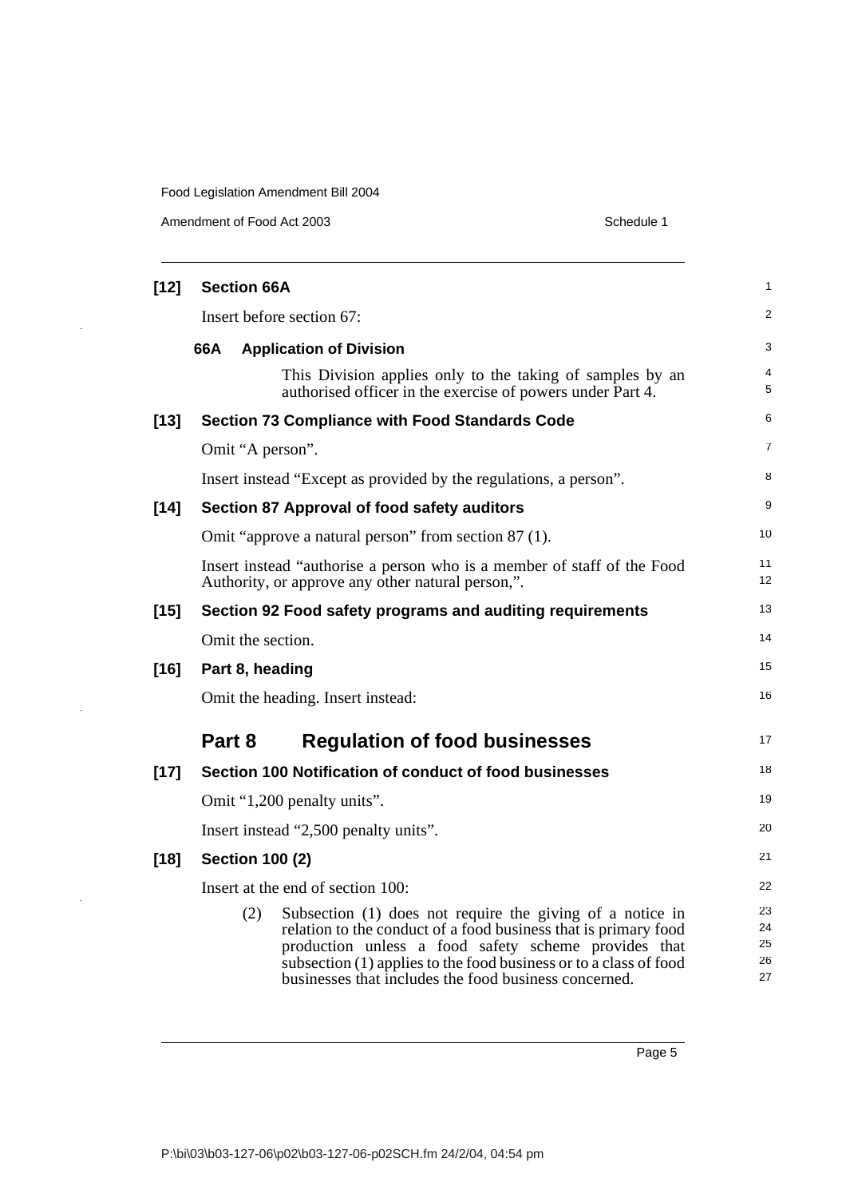**[12] Section 66A**

Insert before section 67:

**66A Application of Division**

This Division applies only to the taking of samples by an authorised officer in the exercise of powers under Part 4.

**[13] Section 73 Compliance with Food Standards Code**

Omit "A person".

Insert instead "Except as provided by the regulations, a person".

**[14] Section 87 Approval of food safety auditors**

Omit "approve a natural person" from section 87 (1).

Insert instead "authorise a person who is a member of staff of the Food Authority, or approve any other natural person,".

**[15] Section 92 Food safety programs and auditing requirements**

Omit the section.

**[16] Part 8, heading**

Omit the heading. Insert instead:

## Part 8 Regulation of food businesses

**[17] Section 100 Notification of conduct of food businesses**

Omit "1,200 penalty units".

Insert instead "2,500 penalty units".

**[18] Section 100 (2)**

Insert at the end of section 100:

(2) Subsection (1) does not require the giving of a notice in relation to the conduct of a food business that is primary food production unless a food safety scheme provides that subsection (1) applies to the food business or to a class of food businesses that includes the food business concerned.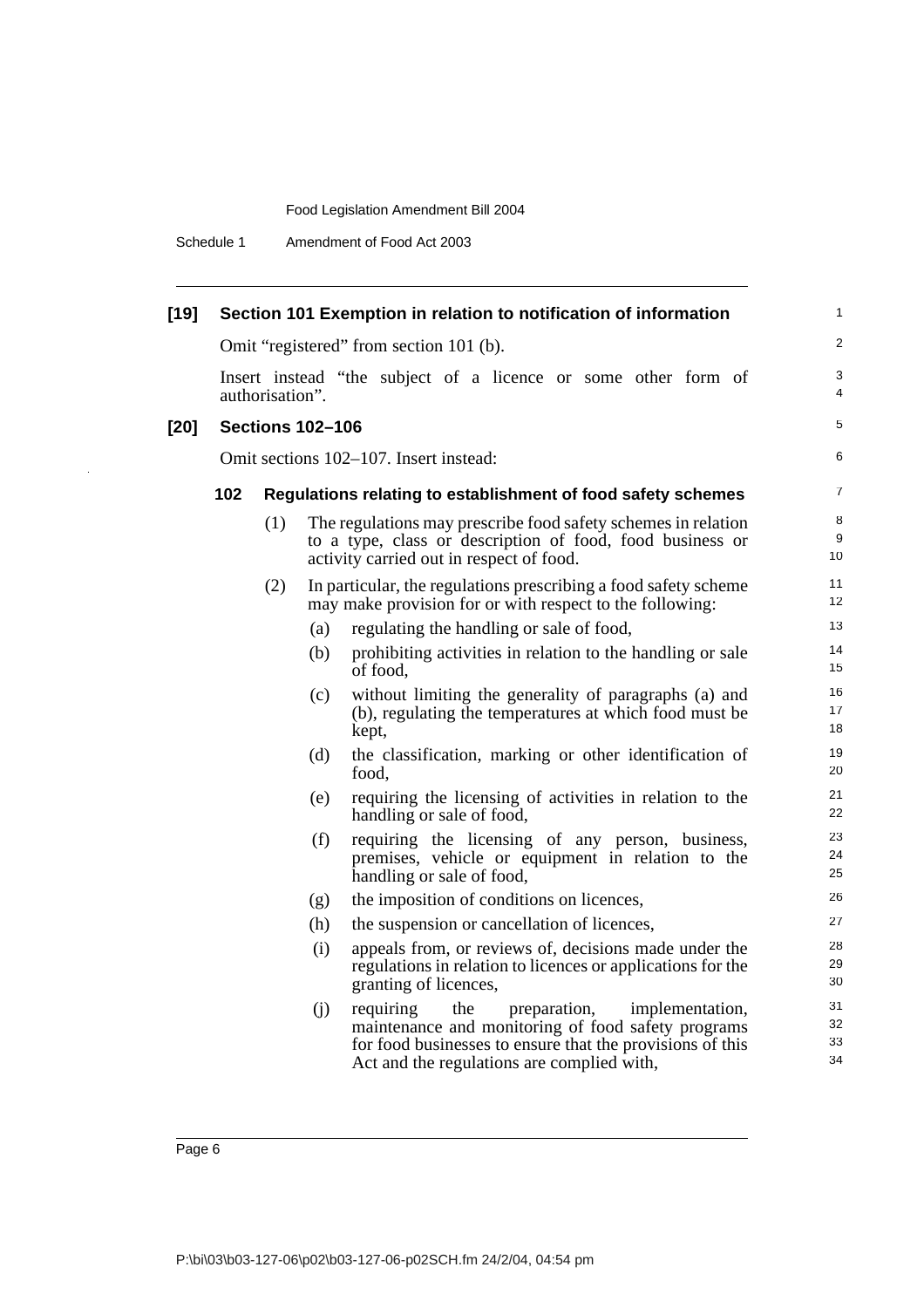**[19] Section 101 Exemption in relation to notification of information**

Omit "registered" from section 101 (b).

Insert instead "the subject of a licence or some other form of authorisation".

**[20] Sections 102–106**

Omit sections 102–107. Insert instead:

**102 Regulations relating to establishment of food safety schemes**

(1) The regulations may prescribe food safety schemes in relation to a type, class or description of food, food business or activity carried out in respect of food.

(2) In particular, the regulations prescribing a food safety scheme may make provision for or with respect to the following:

(a) regulating the handling or sale of food,

(b) prohibiting activities in relation to the handling or sale of food,

(c) without limiting the generality of paragraphs (a) and (b), regulating the temperatures at which food must be kept,

(d) the classification, marking or other identification of food,

(e) requiring the licensing of activities in relation to the handling or sale of food,

(f) requiring the licensing of any person, business, premises, vehicle or equipment in relation to the handling or sale of food,

(g) the imposition of conditions on licences,

(h) the suspension or cancellation of licences,

(i) appeals from, or reviews of, decisions made under the regulations in relation to licences or applications for the granting of licences,

(j) requiring the preparation, implementation, maintenance and monitoring of food safety programs for food businesses to ensure that the provisions of this Act and the regulations are complied with,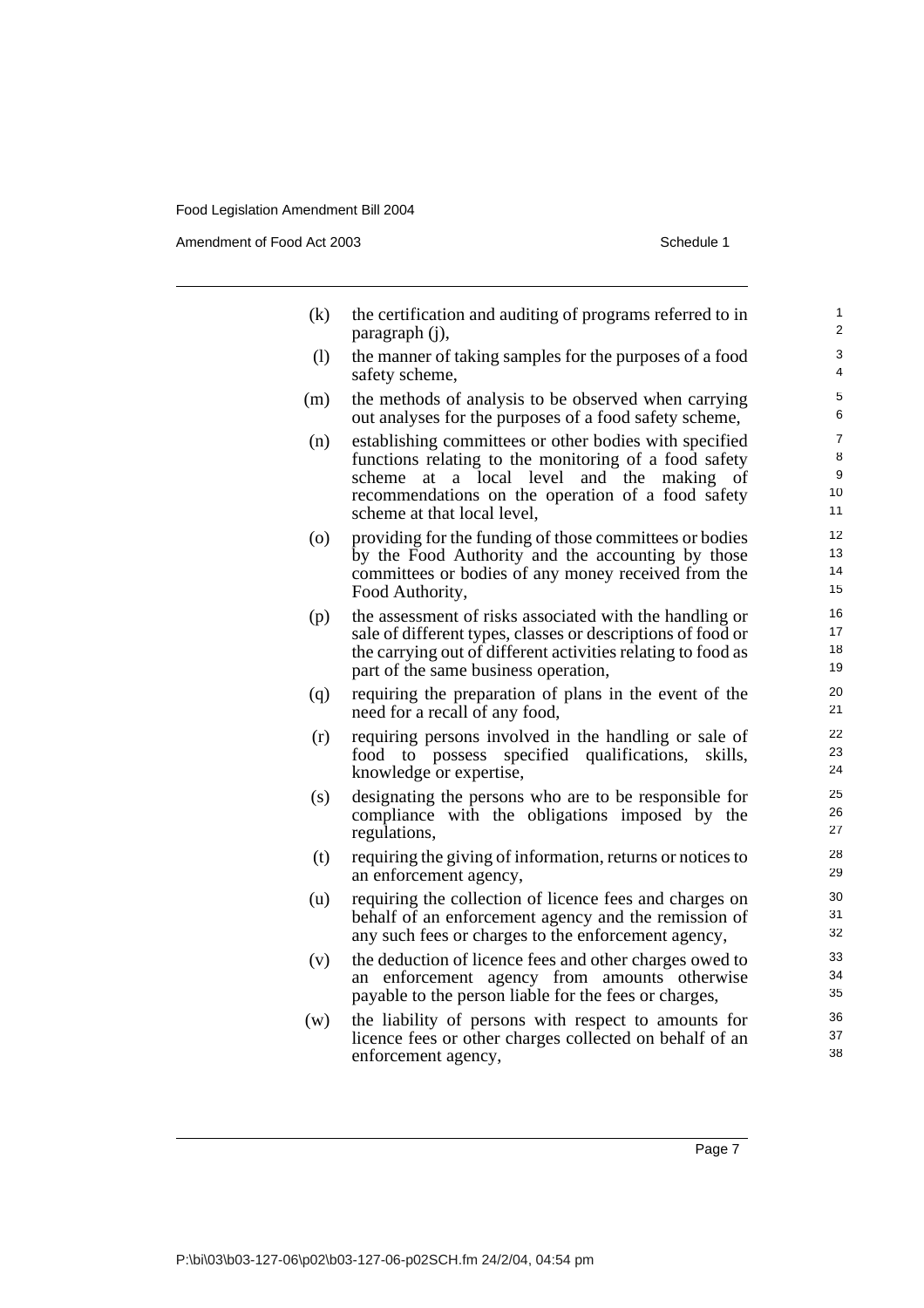(k) the certification and auditing of programs referred to in paragraph (j),

(l) the manner of taking samples for the purposes of a food safety scheme,

(m) the methods of analysis to be observed when carrying out analyses for the purposes of a food safety scheme,

(n) establishing committees or other bodies with specified functions relating to the monitoring of a food safety scheme at a local level and the making of recommendations on the operation of a food safety scheme at that local level,

(o) providing for the funding of those committees or bodies by the Food Authority and the accounting by those committees or bodies of any money received from the Food Authority,

(p) the assessment of risks associated with the handling or sale of different types, classes or descriptions of food or the carrying out of different activities relating to food as part of the same business operation,

(q) requiring the preparation of plans in the event of the need for a recall of any food,

(r) requiring persons involved in the handling or sale of food to possess specified qualifications, skills, knowledge or expertise,

(s) designating the persons who are to be responsible for compliance with the obligations imposed by the regulations,

(t) requiring the giving of information, returns or notices to an enforcement agency,

(u) requiring the collection of licence fees and charges on behalf of an enforcement agency and the remission of any such fees or charges to the enforcement agency,

(v) the deduction of licence fees and other charges owed to an enforcement agency from amounts otherwise payable to the person liable for the fees or charges,

(w) the liability of persons with respect to amounts for licence fees or other charges collected on behalf of an enforcement agency,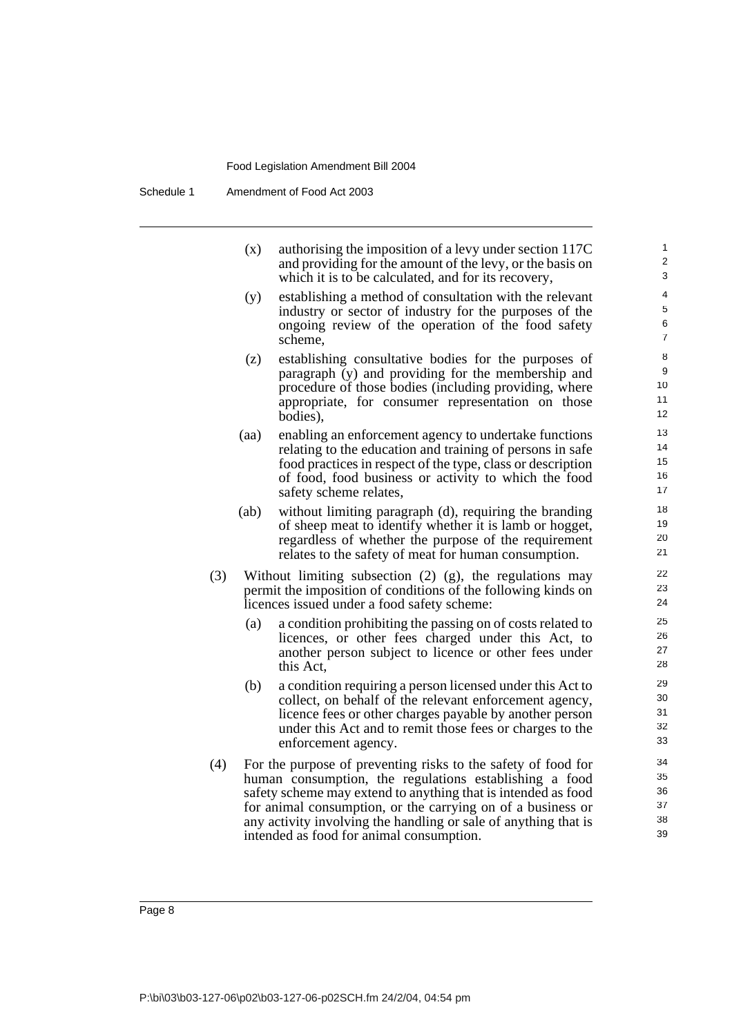(x) authorising the imposition of a levy under section 117C and providing for the amount of the levy, or the basis on which it is to be calculated, and for its recovery,

(y) establishing a method of consultation with the relevant industry or sector of industry for the purposes of the ongoing review of the operation of the food safety scheme,

(z) establishing consultative bodies for the purposes of paragraph (y) and providing for the membership and procedure of those bodies (including providing, where appropriate, for consumer representation on those bodies),

(aa) enabling an enforcement agency to undertake functions relating to the education and training of persons in safe food practices in respect of the type, class or description of food, food business or activity to which the food safety scheme relates,

(ab) without limiting paragraph (d), requiring the branding of sheep meat to identify whether it is lamb or hogget, regardless of whether the purpose of the requirement relates to the safety of meat for human consumption.

(3) Without limiting subsection (2) (g), the regulations may permit the imposition of conditions of the following kinds on licences issued under a food safety scheme:

(a) a condition prohibiting the passing on of costs related to licences, or other fees charged under this Act, to another person subject to licence or other fees under this Act,

(b) a condition requiring a person licensed under this Act to collect, on behalf of the relevant enforcement agency, licence fees or other charges payable by another person under this Act and to remit those fees or charges to the enforcement agency.

(4) For the purpose of preventing risks to the safety of food for human consumption, the regulations establishing a food safety scheme may extend to anything that is intended as food for animal consumption, or the carrying on of a business or any activity involving the handling or sale of anything that is intended as food for animal consumption.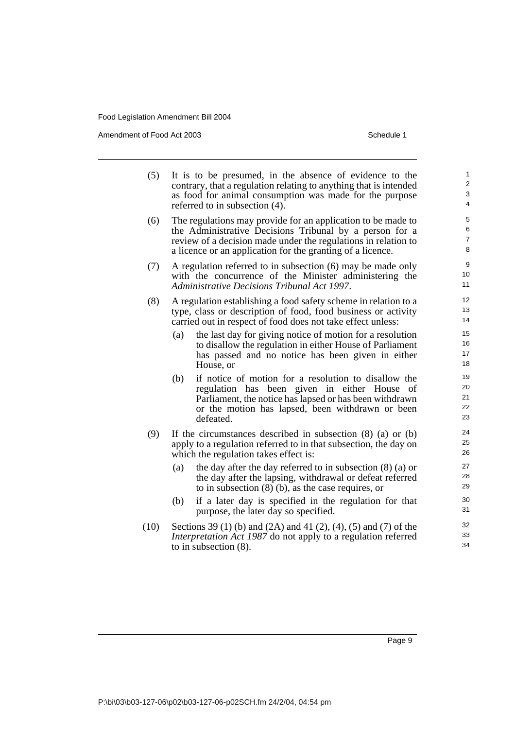(5) It is to be presumed, in the absence of evidence to the contrary, that a regulation relating to anything that is intended as food for animal consumption was made for the purpose referred to in subsection (4).

(6) The regulations may provide for an application to be made to the Administrative Decisions Tribunal by a person for a review of a decision made under the regulations in relation to a licence or an application for the granting of a licence.

(7) A regulation referred to in subsection (6) may be made only with the concurrence of the Minister administering the *Administrative Decisions Tribunal Act 1997*.

(8) A regulation establishing a food safety scheme in relation to a type, class or description of food, food business or activity carried out in respect of food does not take effect unless:

- (a) the last day for giving notice of motion for a resolution to disallow the regulation in either House of Parliament has passed and no notice has been given in either House, or
- (b) if notice of motion for a resolution to disallow the regulation has been given in either House of Parliament, the notice has lapsed or has been withdrawn or the motion has lapsed, been withdrawn or been defeated.

(9) If the circumstances described in subsection (8) (a) or (b) apply to a regulation referred to in that subsection, the day on which the regulation takes effect is:

- (a) the day after the day referred to in subsection (8) (a) or the day after the lapsing, withdrawal or defeat referred to in subsection (8) (b), as the case requires, or
- (b) if a later day is specified in the regulation for that purpose, the later day so specified.

(10) Sections 39 (1) (b) and (2A) and 41 (2), (4), (5) and (7) of the *Interpretation Act 1987* do not apply to a regulation referred to in subsection (8).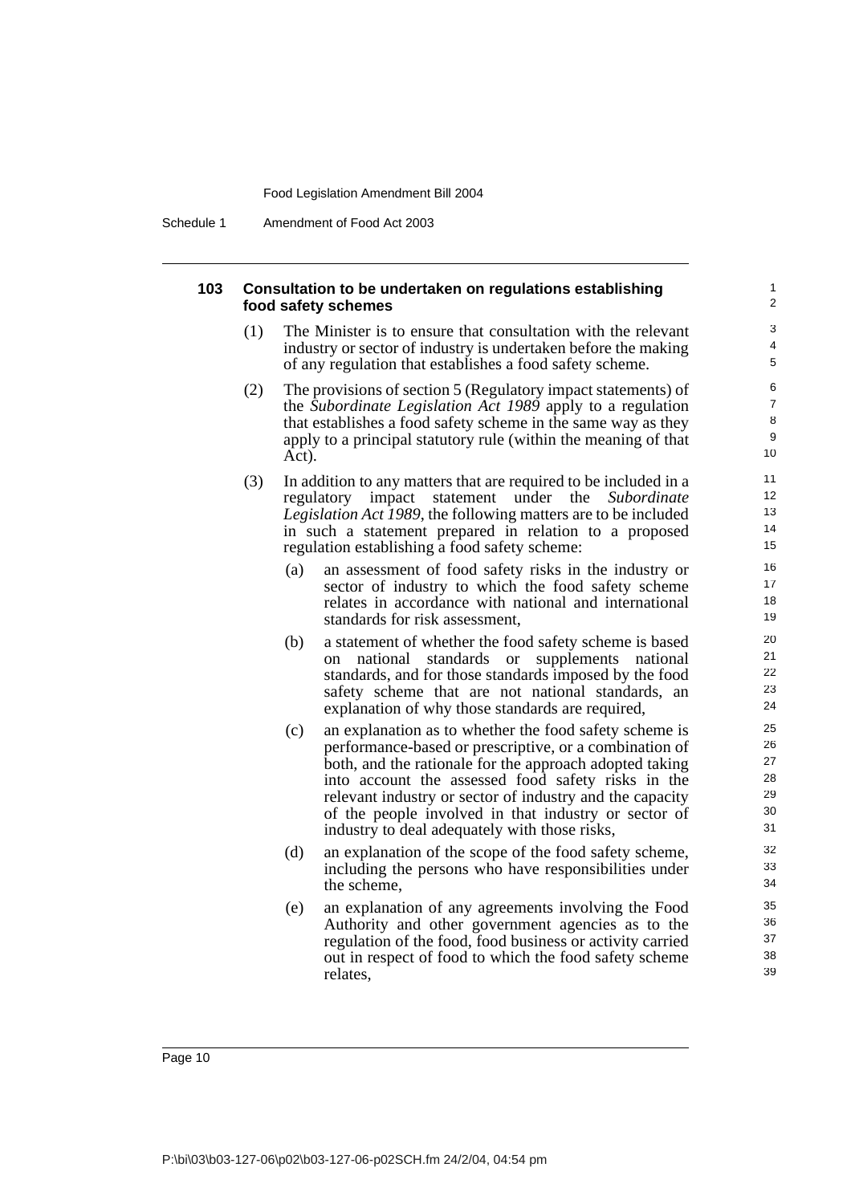### 103 Consultation to be undertaken on regulations establishing food safety schemes

(1) The Minister is to ensure that consultation with the relevant industry or sector of industry is undertaken before the making of any regulation that establishes a food safety scheme.

(2) The provisions of section 5 (Regulatory impact statements) of the *Subordinate Legislation Act 1989* apply to a regulation that establishes a food safety scheme in the same way as they apply to a principal statutory rule (within the meaning of that Act).

(3) In addition to any matters that are required to be included in a regulatory impact statement under the *Subordinate Legislation Act 1989*, the following matters are to be included in such a statement prepared in relation to a proposed regulation establishing a food safety scheme:

- (a) an assessment of food safety risks in the industry or sector of industry to which the food safety scheme relates in accordance with national and international standards for risk assessment,
- (b) a statement of whether the food safety scheme is based on national standards or supplements national standards, and for those standards imposed by the food safety scheme that are not national standards, an explanation of why those standards are required,
- (c) an explanation as to whether the food safety scheme is performance-based or prescriptive, or a combination of both, and the rationale for the approach adopted taking into account the assessed food safety risks in the relevant industry or sector of industry and the capacity of the people involved in that industry or sector of industry to deal adequately with those risks,
- (d) an explanation of the scope of the food safety scheme, including the persons who have responsibilities under the scheme,
- (e) an explanation of any agreements involving the Food Authority and other government agencies as to the regulation of the food, food business or activity carried out in respect of food to which the food safety scheme relates,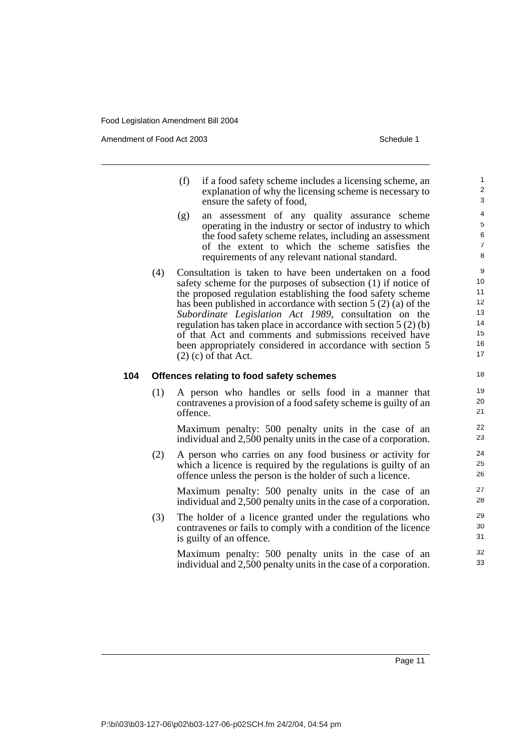(f) if a food safety scheme includes a licensing scheme, an explanation of why the licensing scheme is necessary to ensure the safety of food,

(g) an assessment of any quality assurance scheme operating in the industry or sector of industry to which the food safety scheme relates, including an assessment of the extent to which the scheme satisfies the requirements of any relevant national standard.

(4) Consultation is taken to have been undertaken on a food safety scheme for the purposes of subsection (1) if notice of the proposed regulation establishing the food safety scheme has been published in accordance with section 5 (2) (a) of the *Subordinate Legislation Act 1989*, consultation on the regulation has taken place in accordance with section 5 (2) (b) of that Act and comments and submissions received have been appropriately considered in accordance with section 5 (2) (c) of that Act.

**104 Offences relating to food safety schemes**

(1) A person who handles or sells food in a manner that contravenes a provision of a food safety scheme is guilty of an offence.

Maximum penalty: 500 penalty units in the case of an individual and 2,500 penalty units in the case of a corporation.

(2) A person who carries on any food business or activity for which a licence is required by the regulations is guilty of an offence unless the person is the holder of such a licence.

Maximum penalty: 500 penalty units in the case of an individual and 2,500 penalty units in the case of a corporation.

(3) The holder of a licence granted under the regulations who contravenes or fails to comply with a condition of the licence is guilty of an offence.

Maximum penalty: 500 penalty units in the case of an individual and 2,500 penalty units in the case of a corporation.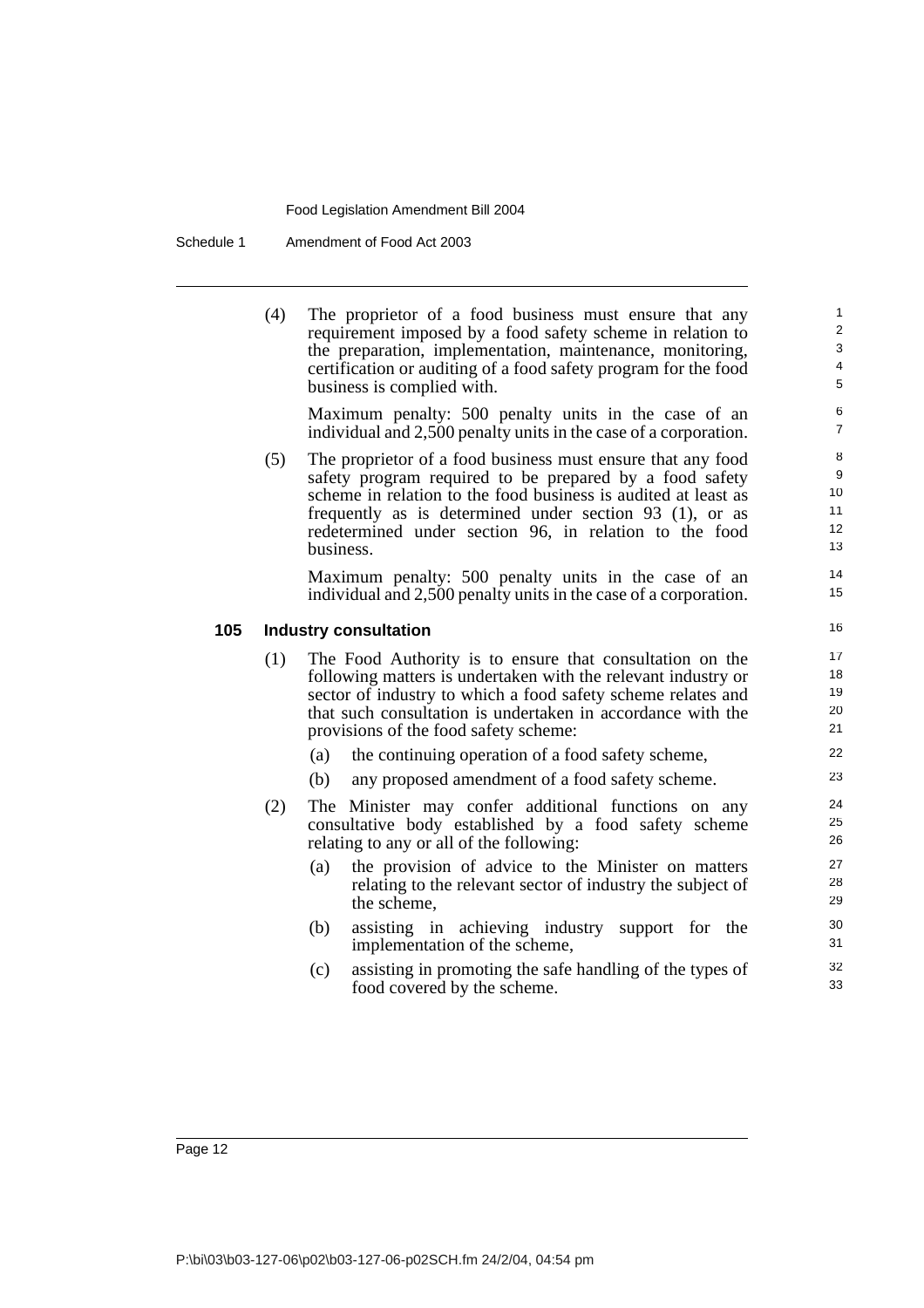(4) The proprietor of a food business must ensure that any requirement imposed by a food safety scheme in relation to the preparation, implementation, maintenance, monitoring, certification or auditing of a food safety program for the food business is complied with.

Maximum penalty: 500 penalty units in the case of an individual and 2,500 penalty units in the case of a corporation.

(5) The proprietor of a food business must ensure that any food safety program required to be prepared by a food safety scheme in relation to the food business is audited at least as frequently as is determined under section 93 (1), or as redetermined under section 96, in relation to the food business.

Maximum penalty: 500 penalty units in the case of an individual and 2,500 penalty units in the case of a corporation.

### 105 Industry consultation

(1) The Food Authority is to ensure that consultation on the following matters is undertaken with the relevant industry or sector of industry to which a food safety scheme relates and that such consultation is undertaken in accordance with the provisions of the food safety scheme:

(a) the continuing operation of a food safety scheme,

(b) any proposed amendment of a food safety scheme.

(2) The Minister may confer additional functions on any consultative body established by a food safety scheme relating to any or all of the following:

(a) the provision of advice to the Minister on matters relating to the relevant sector of industry the subject of the scheme,

(b) assisting in achieving industry support for the implementation of the scheme,

(c) assisting in promoting the safe handling of the types of food covered by the scheme.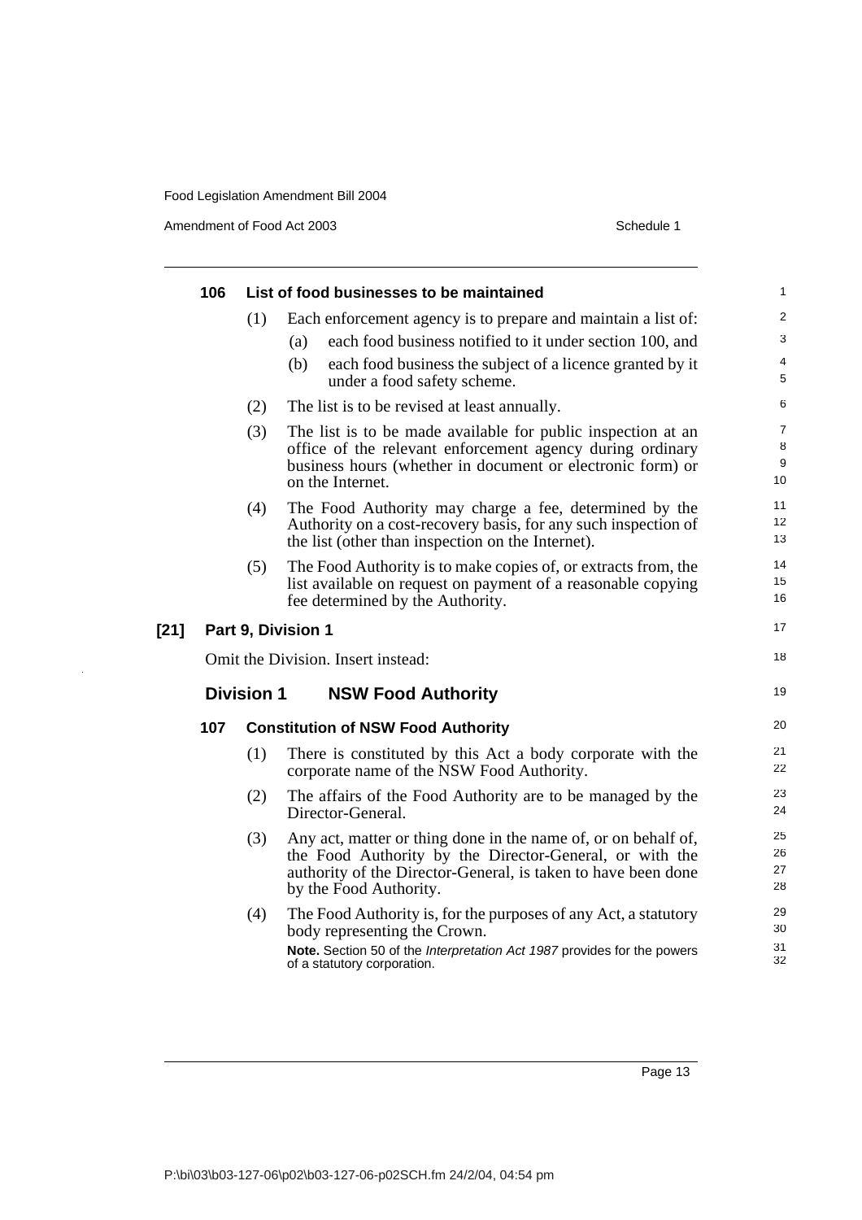**106 List of food businesses to be maintained**

(1) Each enforcement agency is to prepare and maintain a list of:

(a) each food business notified to it under section 100, and

(b) each food business the subject of a licence granted by it under a food safety scheme.

(2) The list is to be revised at least annually.

(3) The list is to be made available for public inspection at an office of the relevant enforcement agency during ordinary business hours (whether in document or electronic form) or on the Internet.

(4) The Food Authority may charge a fee, determined by the Authority on a cost-recovery basis, for any such inspection of the list (other than inspection on the Internet).

(5) The Food Authority is to make copies of, or extracts from, the list available on request on payment of a reasonable copying fee determined by the Authority.

**[21] Part 9, Division 1**

Omit the Division. Insert instead:

## Division 1 NSW Food Authority

**107 Constitution of NSW Food Authority**

(1) There is constituted by this Act a body corporate with the corporate name of the NSW Food Authority.

(2) The affairs of the Food Authority are to be managed by the Director-General.

(3) Any act, matter or thing done in the name of, or on behalf of, the Food Authority by the Director-General, or with the authority of the Director-General, is taken to have been done by the Food Authority.

(4) The Food Authority is, for the purposes of any Act, a statutory body representing the Crown.

**Note.** Section 50 of the *Interpretation Act 1987* provides for the powers of a statutory corporation.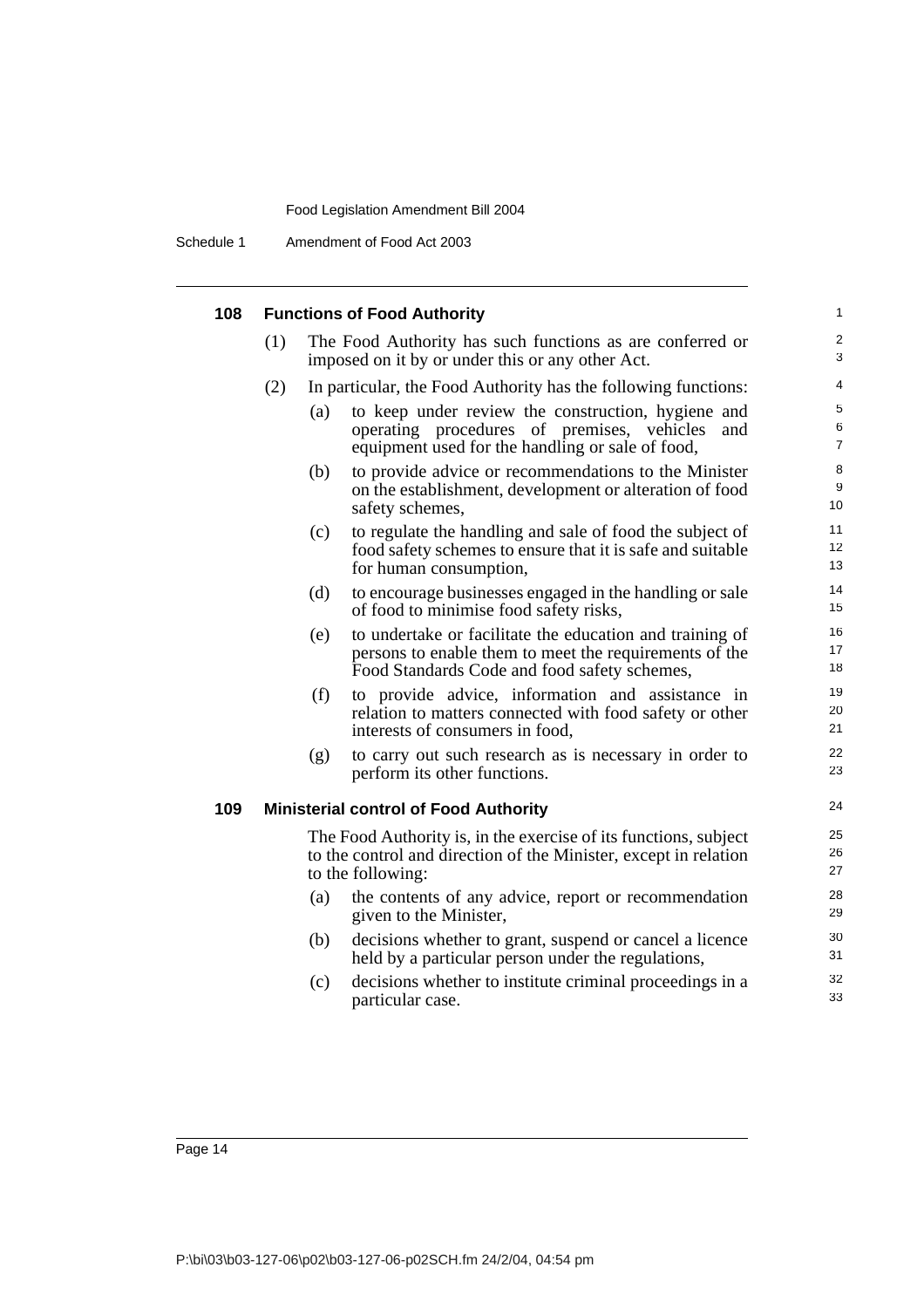### 108 Functions of Food Authority

(1) The Food Authority has such functions as are conferred or imposed on it by or under this or any other Act.

(2) In particular, the Food Authority has the following functions:

- (a) to keep under review the construction, hygiene and operating procedures of premises, vehicles and equipment used for the handling or sale of food,
- (b) to provide advice or recommendations to the Minister on the establishment, development or alteration of food safety schemes,
- (c) to regulate the handling and sale of food the subject of food safety schemes to ensure that it is safe and suitable for human consumption,
- (d) to encourage businesses engaged in the handling or sale of food to minimise food safety risks,
- (e) to undertake or facilitate the education and training of persons to enable them to meet the requirements of the Food Standards Code and food safety schemes,
- (f) to provide advice, information and assistance in relation to matters connected with food safety or other interests of consumers in food,
- (g) to carry out such research as is necessary in order to perform its other functions.

### 109 Ministerial control of Food Authority

The Food Authority is, in the exercise of its functions, subject to the control and direction of the Minister, except in relation to the following:

- (a) the contents of any advice, report or recommendation given to the Minister,
- (b) decisions whether to grant, suspend or cancel a licence held by a particular person under the regulations,
- (c) decisions whether to institute criminal proceedings in a particular case.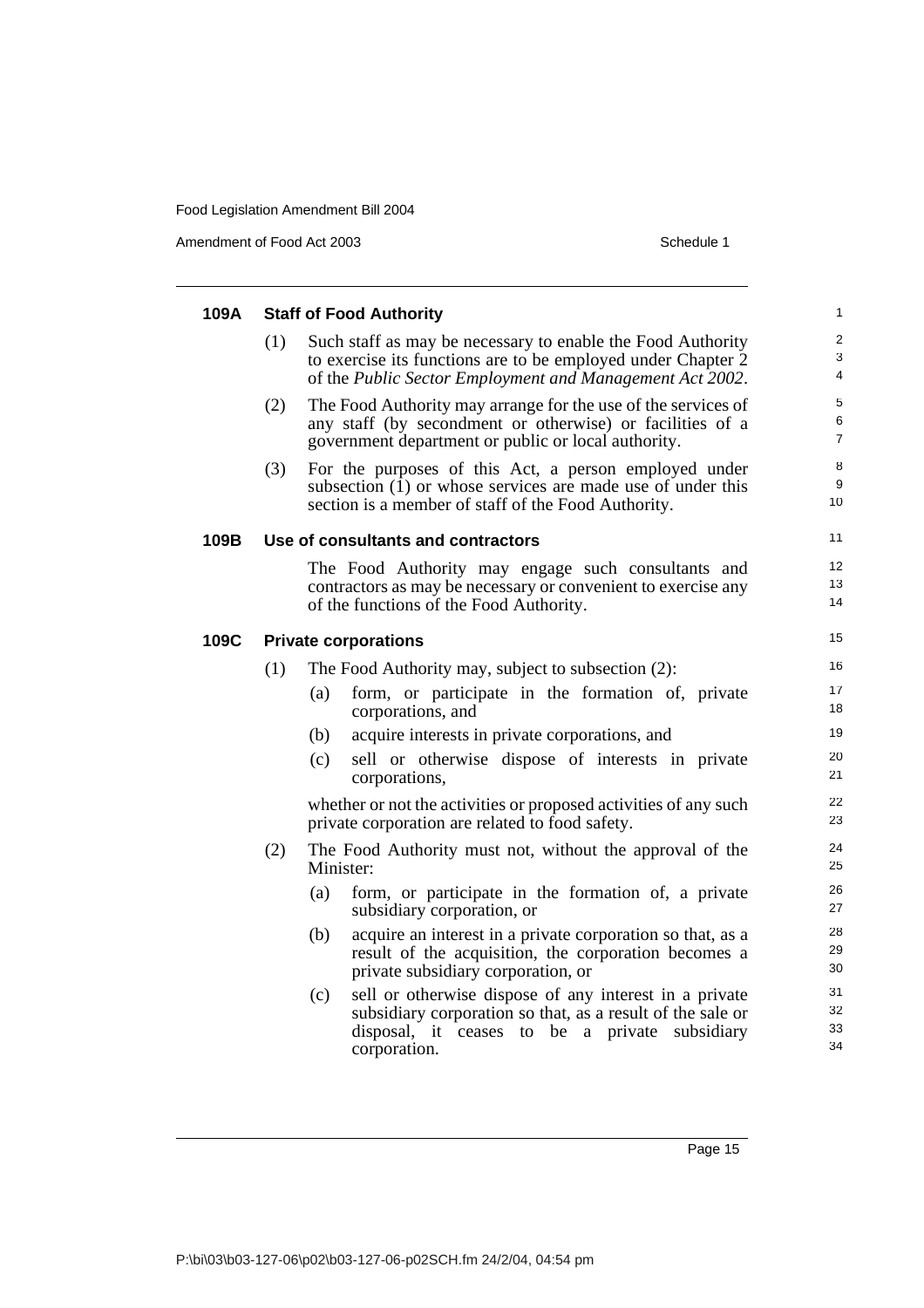#### 109A Staff of Food Authority

(1) Such staff as may be necessary to enable the Food Authority to exercise its functions are to be employed under Chapter 2 of the *Public Sector Employment and Management Act 2002*.

(2) The Food Authority may arrange for the use of the services of any staff (by secondment or otherwise) or facilities of a government department or public or local authority.

(3) For the purposes of this Act, a person employed under subsection (1) or whose services are made use of under this section is a member of staff of the Food Authority.

#### 109B Use of consultants and contractors

The Food Authority may engage such consultants and contractors as may be necessary or convenient to exercise any of the functions of the Food Authority.

#### 109C Private corporations

(1) The Food Authority may, subject to subsection (2):

- (a) form, or participate in the formation of, private corporations, and
- (b) acquire interests in private corporations, and
- (c) sell or otherwise dispose of interests in private corporations,

whether or not the activities or proposed activities of any such private corporation are related to food safety.

(2) The Food Authority must not, without the approval of the Minister:

- (a) form, or participate in the formation of, a private subsidiary corporation, or
- (b) acquire an interest in a private corporation so that, as a result of the acquisition, the corporation becomes a private subsidiary corporation, or
- (c) sell or otherwise dispose of any interest in a private subsidiary corporation so that, as a result of the sale or disposal, it ceases to be a private subsidiary corporation.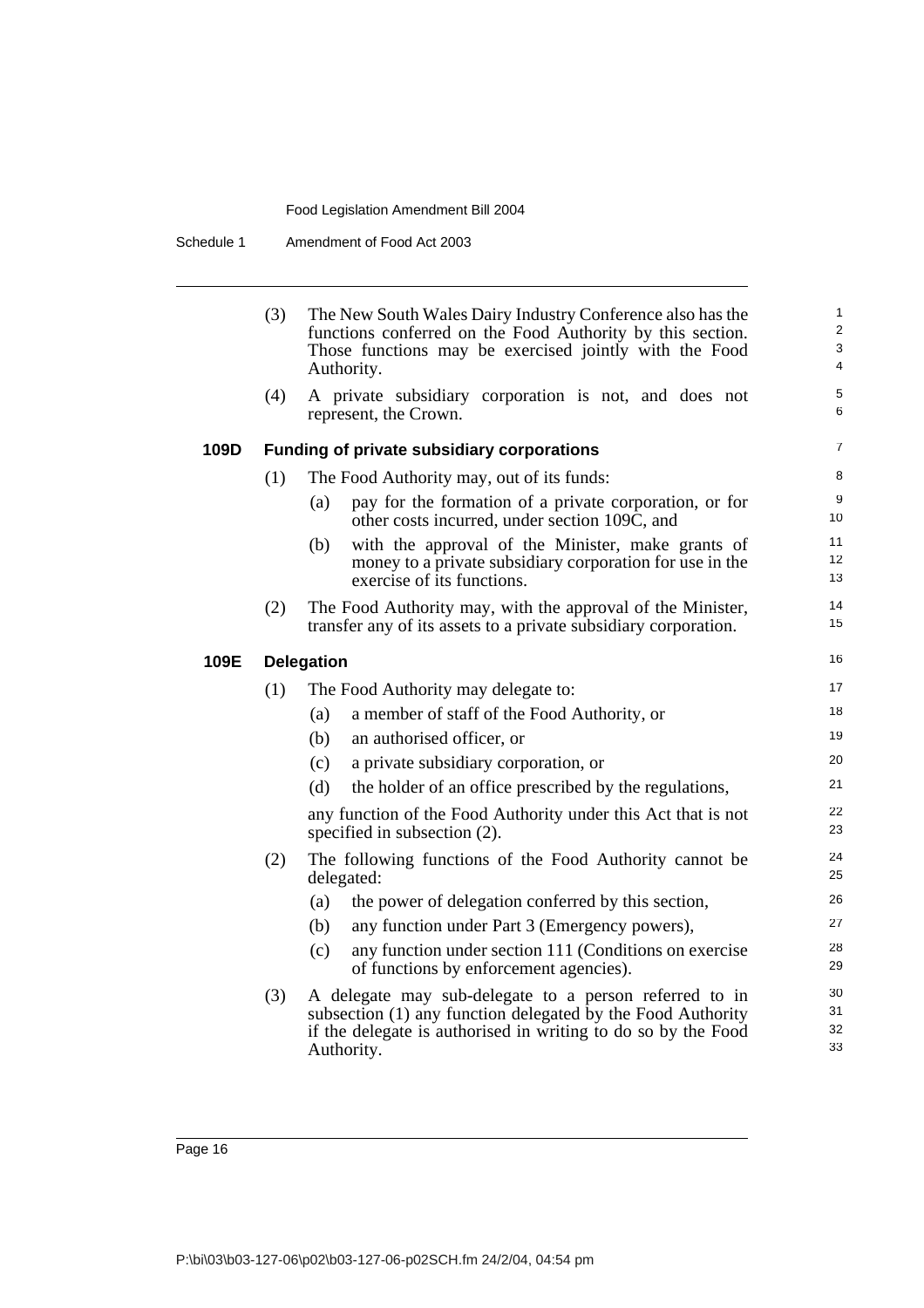(3) The New South Wales Dairy Industry Conference also has the functions conferred on the Food Authority by this section. Those functions may be exercised jointly with the Food Authority.

(4) A private subsidiary corporation is not, and does not represent, the Crown.

**109D Funding of private subsidiary corporations**

(1) The Food Authority may, out of its funds:

(a) pay for the formation of a private corporation, or for other costs incurred, under section 109C, and

(b) with the approval of the Minister, make grants of money to a private subsidiary corporation for use in the exercise of its functions.

(2) The Food Authority may, with the approval of the Minister, transfer any of its assets to a private subsidiary corporation.

**109E Delegation**

(1) The Food Authority may delegate to:

(a) a member of staff of the Food Authority, or

(b) an authorised officer, or

(c) a private subsidiary corporation, or

(d) the holder of an office prescribed by the regulations,

any function of the Food Authority under this Act that is not specified in subsection (2).

(2) The following functions of the Food Authority cannot be delegated:

(a) the power of delegation conferred by this section,

(b) any function under Part 3 (Emergency powers),

(c) any function under section 111 (Conditions on exercise of functions by enforcement agencies).

(3) A delegate may sub-delegate to a person referred to in subsection (1) any function delegated by the Food Authority if the delegate is authorised in writing to do so by the Food Authority.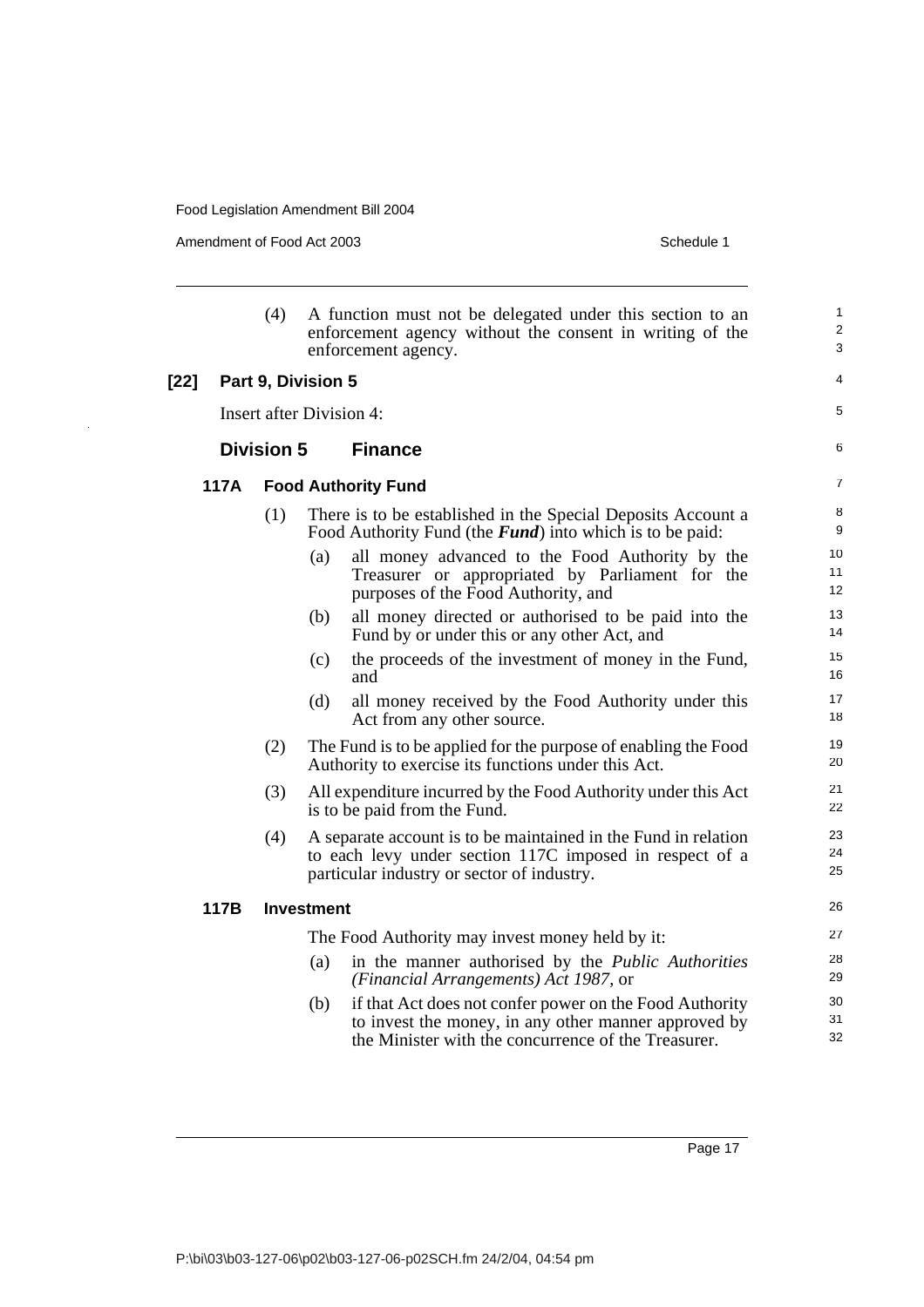(4) A function must not be delegated under this section to an enforcement agency without the consent in writing of the enforcement agency.

**[22] Part 9, Division 5**

Insert after Division 4:

## Division 5 Finance

### 117A Food Authority Fund

(1) There is to be established in the Special Deposits Account a Food Authority Fund (the ***Fund***) into which is to be paid:

- (a) all money advanced to the Food Authority by the Treasurer or appropriated by Parliament for the purposes of the Food Authority, and
- (b) all money directed or authorised to be paid into the Fund by or under this or any other Act, and
- (c) the proceeds of the investment of money in the Fund, and
- (d) all money received by the Food Authority under this Act from any other source.

(2) The Fund is to be applied for the purpose of enabling the Food Authority to exercise its functions under this Act.

(3) All expenditure incurred by the Food Authority under this Act is to be paid from the Fund.

(4) A separate account is to be maintained in the Fund in relation to each levy under section 117C imposed in respect of a particular industry or sector of industry.

### 117B Investment

The Food Authority may invest money held by it:

- (a) in the manner authorised by the *Public Authorities (Financial Arrangements) Act 1987*, or
- (b) if that Act does not confer power on the Food Authority to invest the money, in any other manner approved by the Minister with the concurrence of the Treasurer.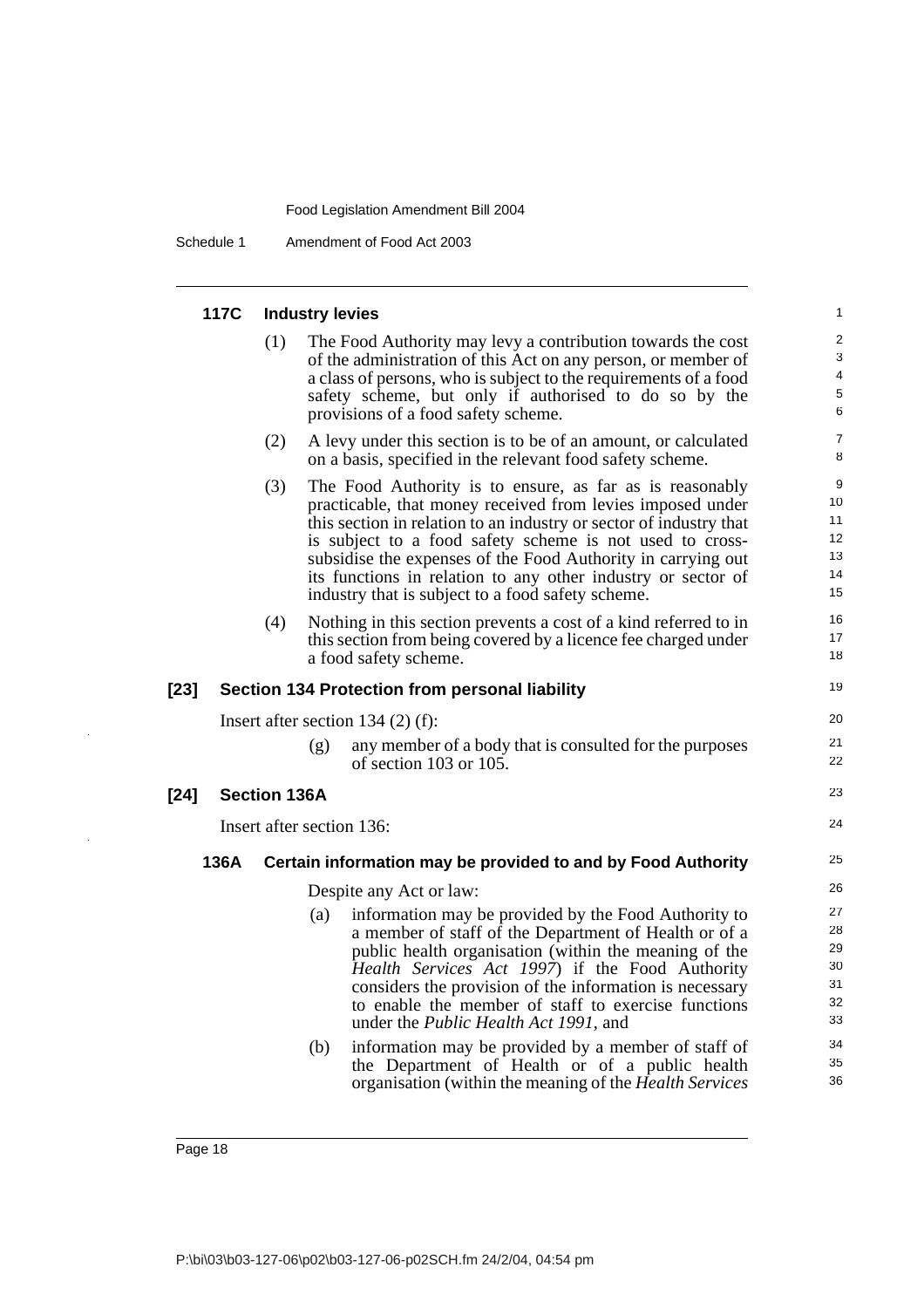### 117C Industry levies

(1) The Food Authority may levy a contribution towards the cost of the administration of this Act on any person, or member of a class of persons, who is subject to the requirements of a food safety scheme, but only if authorised to do so by the provisions of a food safety scheme.

(2) A levy under this section is to be of an amount, or calculated on a basis, specified in the relevant food safety scheme.

(3) The Food Authority is to ensure, as far as is reasonably practicable, that money received from levies imposed under this section in relation to an industry or sector of industry that is subject to a food safety scheme is not used to cross-subsidise the expenses of the Food Authority in carrying out its functions in relation to any other industry or sector of industry that is subject to a food safety scheme.

(4) Nothing in this section prevents a cost of a kind referred to in this section from being covered by a licence fee charged under a food safety scheme.

## [23] Section 134 Protection from personal liability

Insert after section 134 (2) (f):

(g) any member of a body that is consulted for the purposes of section 103 or 105.

## [24] Section 136A

Insert after section 136:

### 136A Certain information may be provided to and by Food Authority

Despite any Act or law:

(a) information may be provided by the Food Authority to a member of staff of the Department of Health or of a public health organisation (within the meaning of the *Health Services Act 1997*) if the Food Authority considers the provision of the information is necessary to enable the member of staff to exercise functions under the *Public Health Act 1991*, and

(b) information may be provided by a member of staff of the Department of Health or of a public health organisation (within the meaning of the *Health Services*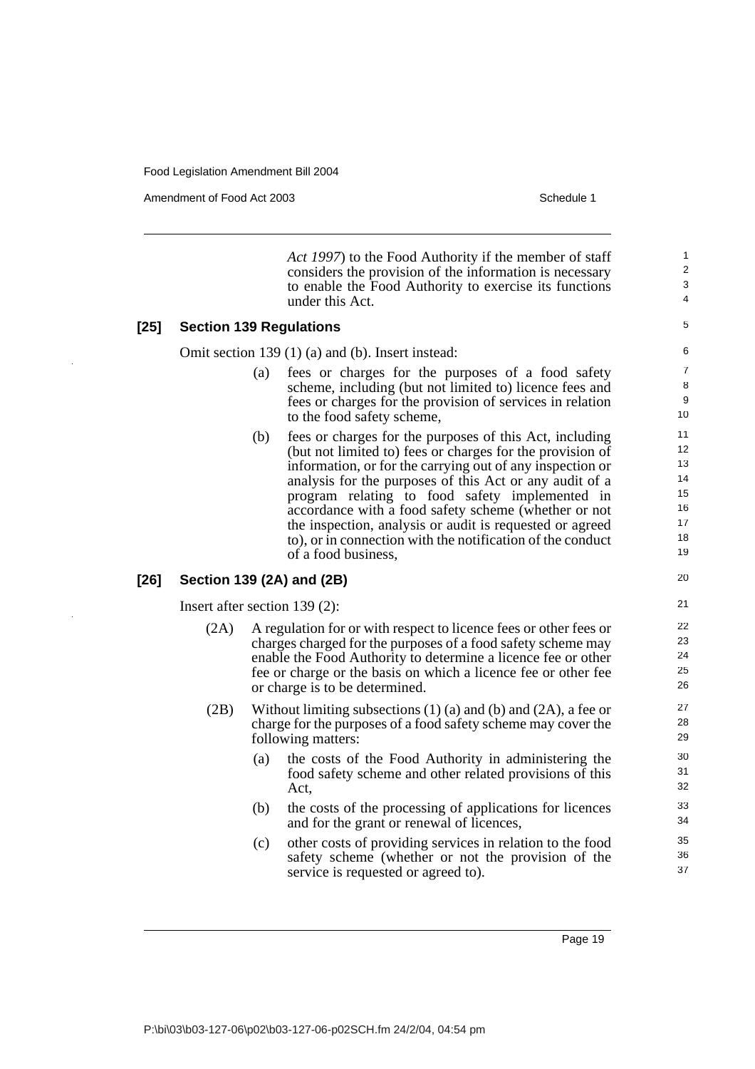*Act 1997*) to the Food Authority if the member of staff considers the provision of the information is necessary to enable the Food Authority to exercise its functions under this Act.

### [25] Section 139 Regulations

Omit section 139 (1) (a) and (b). Insert instead:

(a) fees or charges for the purposes of a food safety scheme, including (but not limited to) licence fees and fees or charges for the provision of services in relation to the food safety scheme,

(b) fees or charges for the purposes of this Act, including (but not limited to) fees or charges for the provision of information, or for the carrying out of any inspection or analysis for the purposes of this Act or any audit of a program relating to food safety implemented in accordance with a food safety scheme (whether or not the inspection, analysis or audit is requested or agreed to), or in connection with the notification of the conduct of a food business,

### [26] Section 139 (2A) and (2B)

Insert after section 139 (2):

(2A) A regulation for or with respect to licence fees or other fees or charges charged for the purposes of a food safety scheme may enable the Food Authority to determine a licence fee or other fee or charge or the basis on which a licence fee or other fee or charge is to be determined.

(2B) Without limiting subsections (1) (a) and (b) and (2A), a fee or charge for the purposes of a food safety scheme may cover the following matters:

(a) the costs of the Food Authority in administering the food safety scheme and other related provisions of this Act,

(b) the costs of the processing of applications for licences and for the grant or renewal of licences,

(c) other costs of providing services in relation to the food safety scheme (whether or not the provision of the service is requested or agreed to).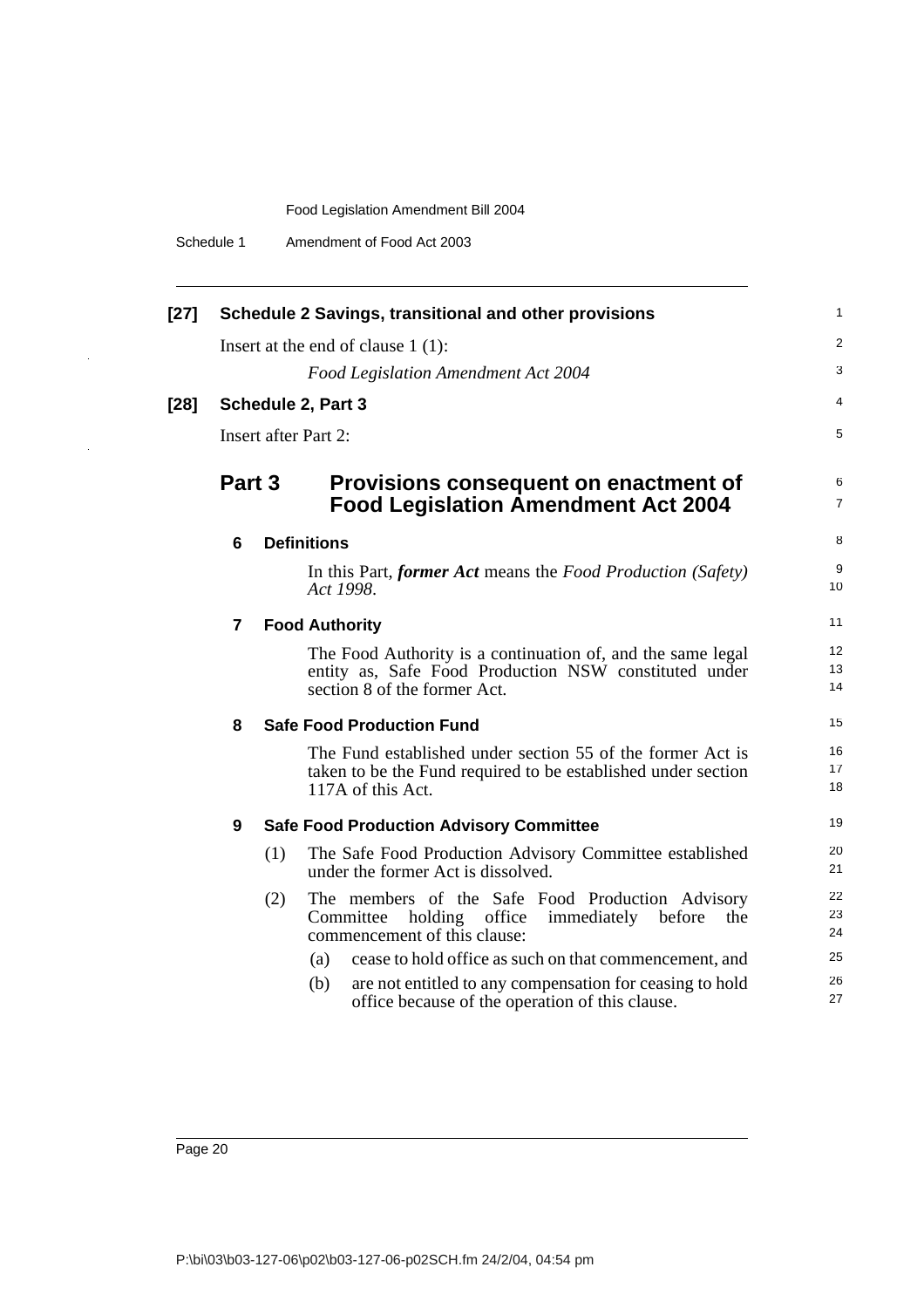**[27] Schedule 2 Savings, transitional and other provisions**

Insert at the end of clause 1 (1):

*Food Legislation Amendment Act 2004*

**[28] Schedule 2, Part 3**

Insert after Part 2:

## Part 3 Provisions consequent on enactment of Food Legislation Amendment Act 2004

### 6 Definitions

In this Part, ***former Act*** means the *Food Production (Safety) Act 1998*.

### 7 Food Authority

The Food Authority is a continuation of, and the same legal entity as, Safe Food Production NSW constituted under section 8 of the former Act.

### 8 Safe Food Production Fund

The Fund established under section 55 of the former Act is taken to be the Fund required to be established under section 117A of this Act.

### 9 Safe Food Production Advisory Committee

(1) The Safe Food Production Advisory Committee established under the former Act is dissolved.

(2) The members of the Safe Food Production Advisory Committee holding office immediately before the commencement of this clause:

(a) cease to hold office as such on that commencement, and

(b) are not entitled to any compensation for ceasing to hold office because of the operation of this clause.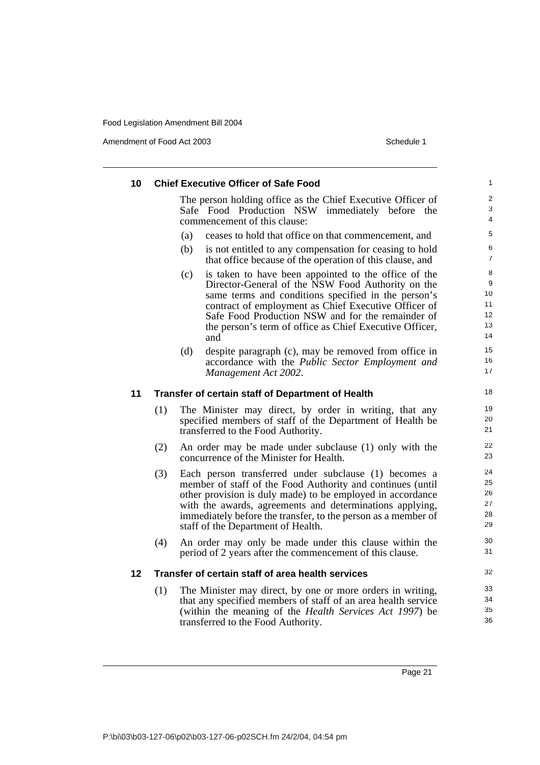### 10 Chief Executive Officer of Safe Food

The person holding office as the Chief Executive Officer of Safe Food Production NSW immediately before the commencement of this clause:

(a) ceases to hold that office on that commencement, and

(b) is not entitled to any compensation for ceasing to hold that office because of the operation of this clause, and

(c) is taken to have been appointed to the office of the Director-General of the NSW Food Authority on the same terms and conditions specified in the person's contract of employment as Chief Executive Officer of Safe Food Production NSW and for the remainder of the person's term of office as Chief Executive Officer, and

(d) despite paragraph (c), may be removed from office in accordance with the *Public Sector Employment and Management Act 2002*.

### 11 Transfer of certain staff of Department of Health

(1) The Minister may direct, by order in writing, that any specified members of staff of the Department of Health be transferred to the Food Authority.

(2) An order may be made under subclause (1) only with the concurrence of the Minister for Health.

(3) Each person transferred under subclause (1) becomes a member of staff of the Food Authority and continues (until other provision is duly made) to be employed in accordance with the awards, agreements and determinations applying, immediately before the transfer, to the person as a member of staff of the Department of Health.

(4) An order may only be made under this clause within the period of 2 years after the commencement of this clause.

### 12 Transfer of certain staff of area health services

(1) The Minister may direct, by one or more orders in writing, that any specified members of staff of an area health service (within the meaning of the *Health Services Act 1997*) be transferred to the Food Authority.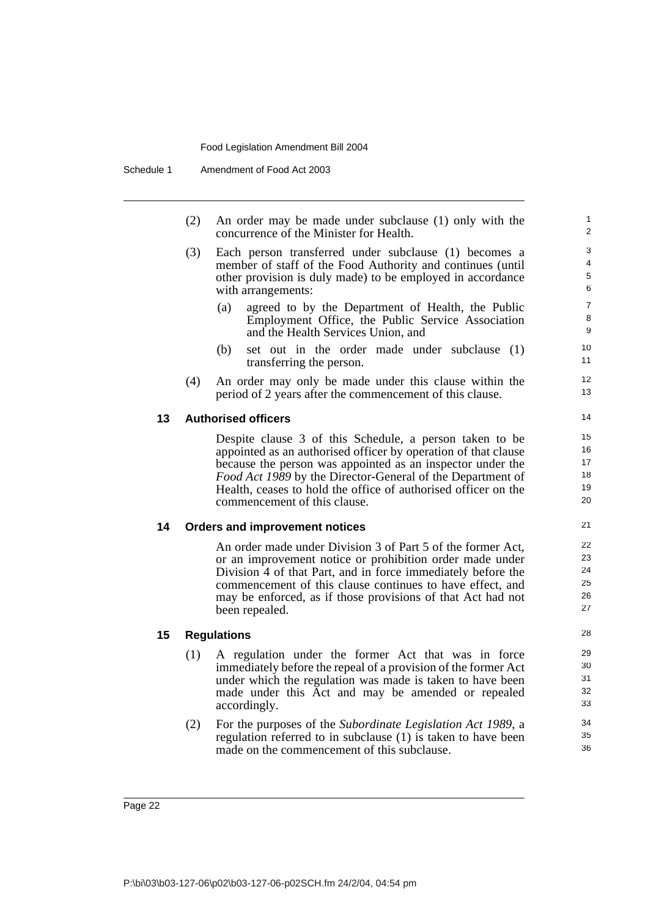(2) An order may be made under subclause (1) only with the concurrence of the Minister for Health.

(3) Each person transferred under subclause (1) becomes a member of staff of the Food Authority and continues (until other provision is duly made) to be employed in accordance with arrangements:

- (a) agreed to by the Department of Health, the Public Employment Office, the Public Service Association and the Health Services Union, and
- (b) set out in the order made under subclause (1) transferring the person.

(4) An order may only be made under this clause within the period of 2 years after the commencement of this clause.

### 13 Authorised officers

Despite clause 3 of this Schedule, a person taken to be appointed as an authorised officer by operation of that clause because the person was appointed as an inspector under the *Food Act 1989* by the Director-General of the Department of Health, ceases to hold the office of authorised officer on the commencement of this clause.

### 14 Orders and improvement notices

An order made under Division 3 of Part 5 of the former Act, or an improvement notice or prohibition order made under Division 4 of that Part, and in force immediately before the commencement of this clause continues to have effect, and may be enforced, as if those provisions of that Act had not been repealed.

### 15 Regulations

(1) A regulation under the former Act that was in force immediately before the repeal of a provision of the former Act under which the regulation was made is taken to have been made under this Act and may be amended or repealed accordingly.

(2) For the purposes of the *Subordinate Legislation Act 1989*, a regulation referred to in subclause (1) is taken to have been made on the commencement of this subclause.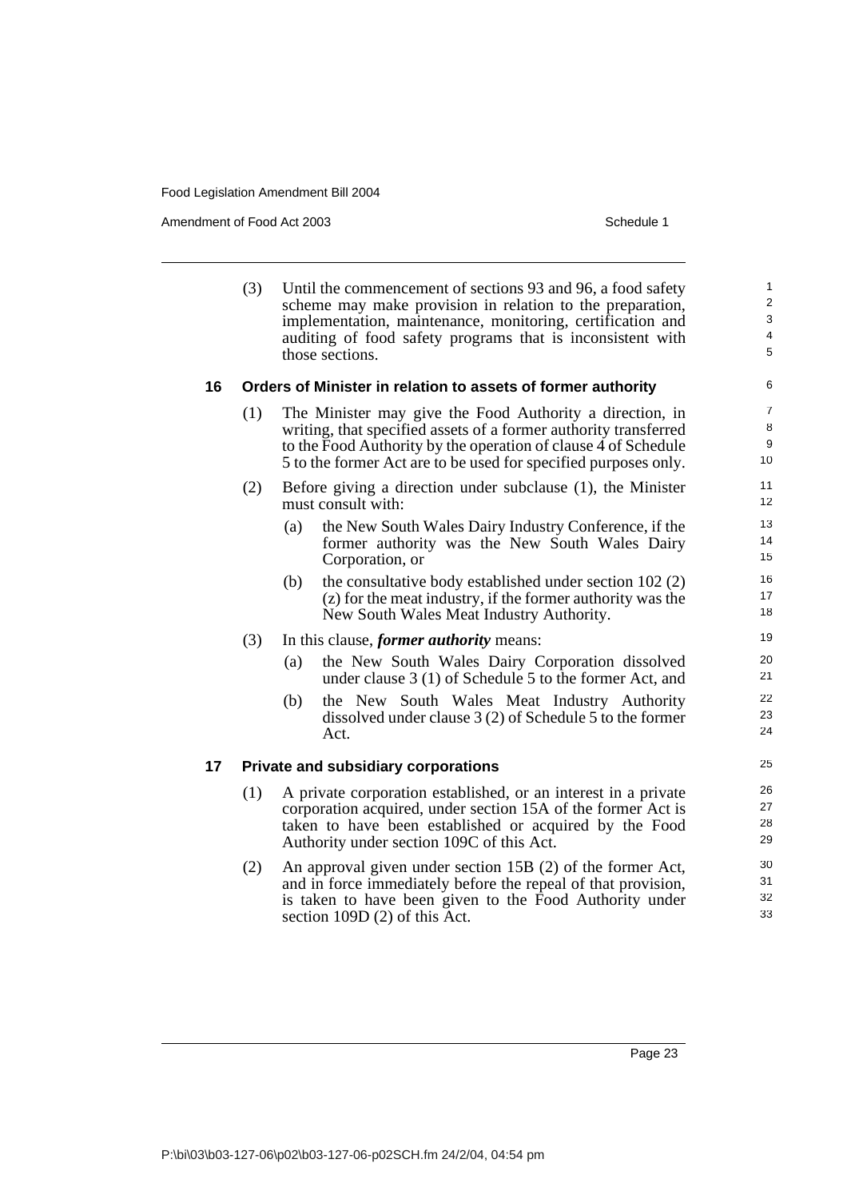(3) Until the commencement of sections 93 and 96, a food safety scheme may make provision in relation to the preparation, implementation, maintenance, monitoring, certification and auditing of food safety programs that is inconsistent with those sections.

**16 Orders of Minister in relation to assets of former authority**

(1) The Minister may give the Food Authority a direction, in writing, that specified assets of a former authority transferred to the Food Authority by the operation of clause 4 of Schedule 5 to the former Act are to be used for specified purposes only.

(2) Before giving a direction under subclause (1), the Minister must consult with:

- (a) the New South Wales Dairy Industry Conference, if the former authority was the New South Wales Dairy Corporation, or
- (b) the consultative body established under section 102 (2) (z) for the meat industry, if the former authority was the New South Wales Meat Industry Authority.

(3) In this clause, ***former authority*** means:

- (a) the New South Wales Dairy Corporation dissolved under clause 3 (1) of Schedule 5 to the former Act, and
- (b) the New South Wales Meat Industry Authority dissolved under clause 3 (2) of Schedule 5 to the former Act.

**17 Private and subsidiary corporations**

(1) A private corporation established, or an interest in a private corporation acquired, under section 15A of the former Act is taken to have been established or acquired by the Food Authority under section 109C of this Act.

(2) An approval given under section 15B (2) of the former Act, and in force immediately before the repeal of that provision, is taken to have been given to the Food Authority under section 109D (2) of this Act.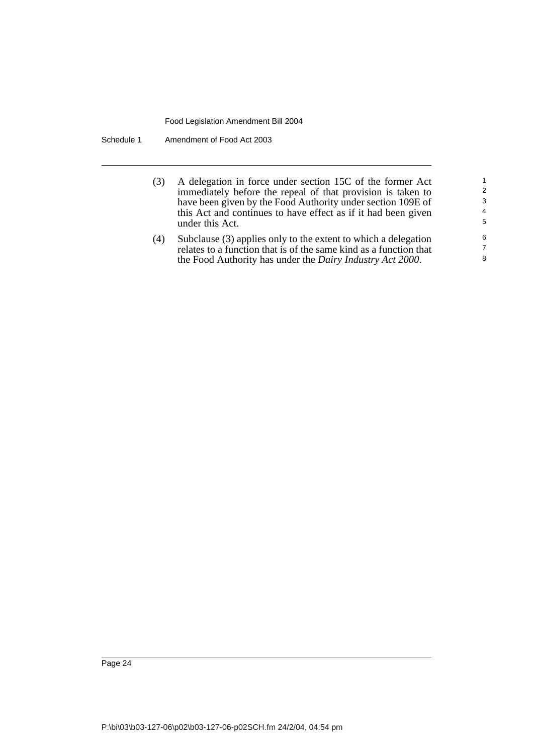(3) A delegation in force under section 15C of the former Act immediately before the repeal of that provision is taken to have been given by the Food Authority under section 109E of this Act and continues to have effect as if it had been given under this Act.

(4) Subclause (3) applies only to the extent to which a delegation relates to a function that is of the same kind as a function that the Food Authority has under the *Dairy Industry Act 2000*.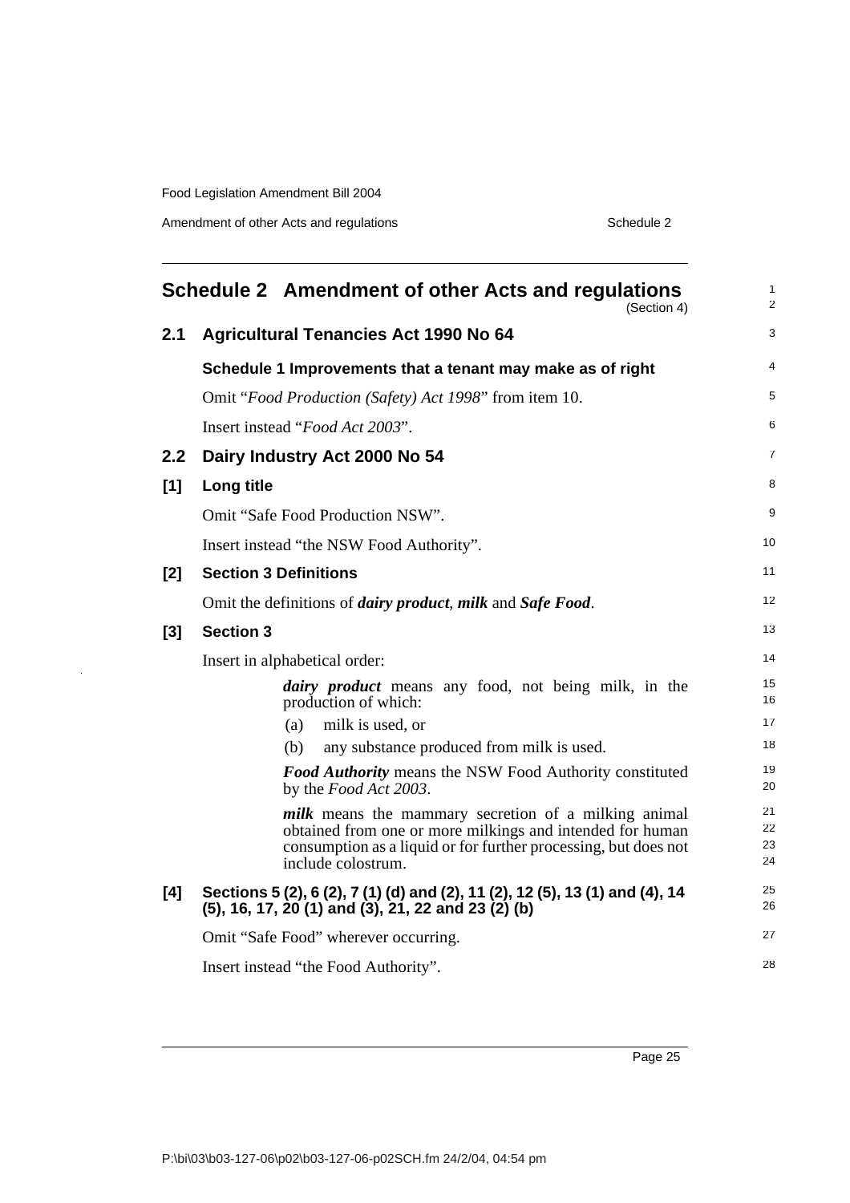# Schedule 2 Amendment of other Acts and regulations

(Section 4)

## 2.1 Agricultural Tenancies Act 1990 No 64

### Schedule 1 Improvements that a tenant may make as of right

Omit "*Food Production (Safety) Act 1998*" from item 10.

Insert instead "*Food Act 2003*".

## 2.2 Dairy Industry Act 2000 No 54

### [1] Long title

Omit "Safe Food Production NSW".

Insert instead "the NSW Food Authority".

### [2] Section 3 Definitions

Omit the definitions of ***dairy product***, ***milk*** and ***Safe Food***.

### [3] Section 3

Insert in alphabetical order:

> ***dairy product*** means any food, not being milk, in the production of which:
>
> (a) milk is used, or
>
> (b) any substance produced from milk is used.
>
> ***Food Authority*** means the NSW Food Authority constituted by the *Food Act 2003*.
>
> ***milk*** means the mammary secretion of a milking animal obtained from one or more milkings and intended for human consumption as a liquid or for further processing, but does not include colostrum.

### [4] Sections 5 (2), 6 (2), 7 (1) (d) and (2), 11 (2), 12 (5), 13 (1) and (4), 14 (5), 16, 17, 20 (1) and (3), 21, 22 and 23 (2) (b)

Omit "Safe Food" wherever occurring.

Insert instead "the Food Authority".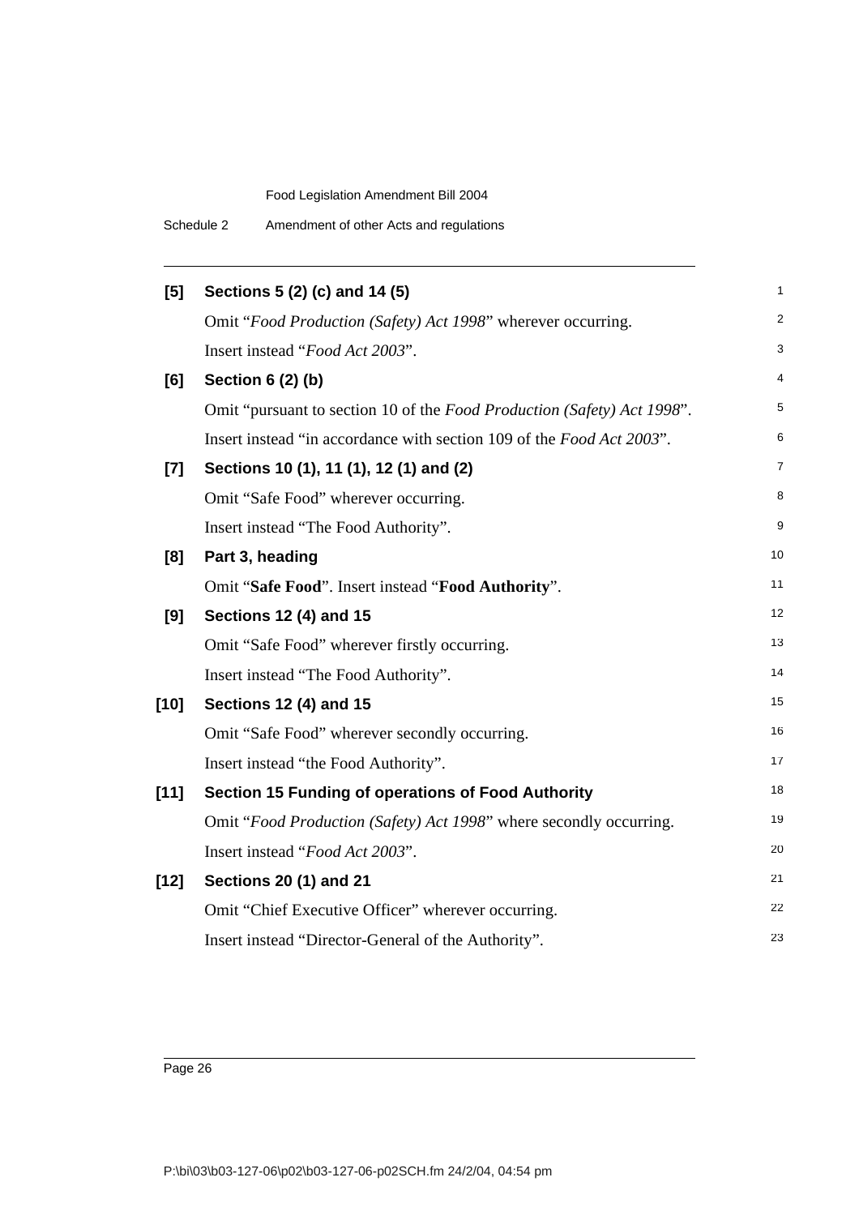**[5] Sections 5 (2) (c) and 14 (5)**

Omit "*Food Production (Safety) Act 1998*" wherever occurring.

Insert instead "*Food Act 2003*".

**[6] Section 6 (2) (b)**

Omit "pursuant to section 10 of the *Food Production (Safety) Act 1998*".

Insert instead "in accordance with section 109 of the *Food Act 2003*".

**[7] Sections 10 (1), 11 (1), 12 (1) and (2)**

Omit "Safe Food" wherever occurring.

Insert instead "The Food Authority".

**[8] Part 3, heading**

Omit "**Safe Food**". Insert instead "**Food Authority**".

**[9] Sections 12 (4) and 15**

Omit "Safe Food" wherever firstly occurring.

Insert instead "The Food Authority".

**[10] Sections 12 (4) and 15**

Omit "Safe Food" wherever secondly occurring.

Insert instead "the Food Authority".

**[11] Section 15 Funding of operations of Food Authority**

Omit "*Food Production (Safety) Act 1998*" where secondly occurring.

Insert instead "*Food Act 2003*".

**[12] Sections 20 (1) and 21**

Omit "Chief Executive Officer" wherever occurring.

Insert instead "Director-General of the Authority".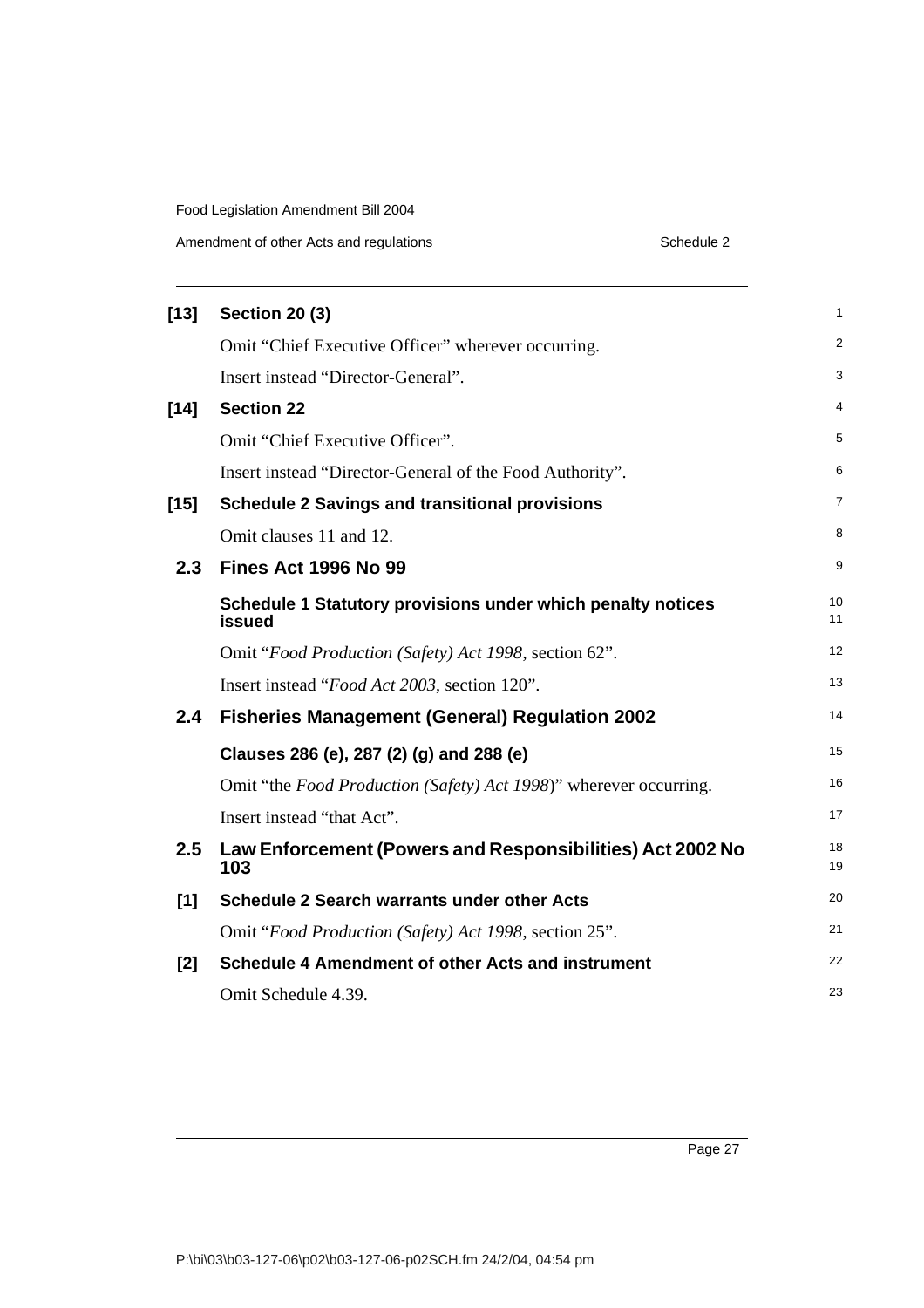**[13] Section 20 (3)**

Omit "Chief Executive Officer" wherever occurring.

Insert instead "Director-General".

**[14] Section 22**

Omit "Chief Executive Officer".

Insert instead "Director-General of the Food Authority".

**[15] Schedule 2 Savings and transitional provisions**

Omit clauses 11 and 12.

## 2.3 Fines Act 1996 No 99

**Schedule 1 Statutory provisions under which penalty notices issued**

Omit "*Food Production (Safety) Act 1998*, section 62".

Insert instead "*Food Act 2003*, section 120".

## 2.4 Fisheries Management (General) Regulation 2002

**Clauses 286 (e), 287 (2) (g) and 288 (e)**

Omit "the *Food Production (Safety) Act 1998*)" wherever occurring.

Insert instead "that Act".

## 2.5 Law Enforcement (Powers and Responsibilities) Act 2002 No 103

**[1] Schedule 2 Search warrants under other Acts**

Omit "*Food Production (Safety) Act 1998*, section 25".

**[2] Schedule 4 Amendment of other Acts and instrument**

Omit Schedule 4.39.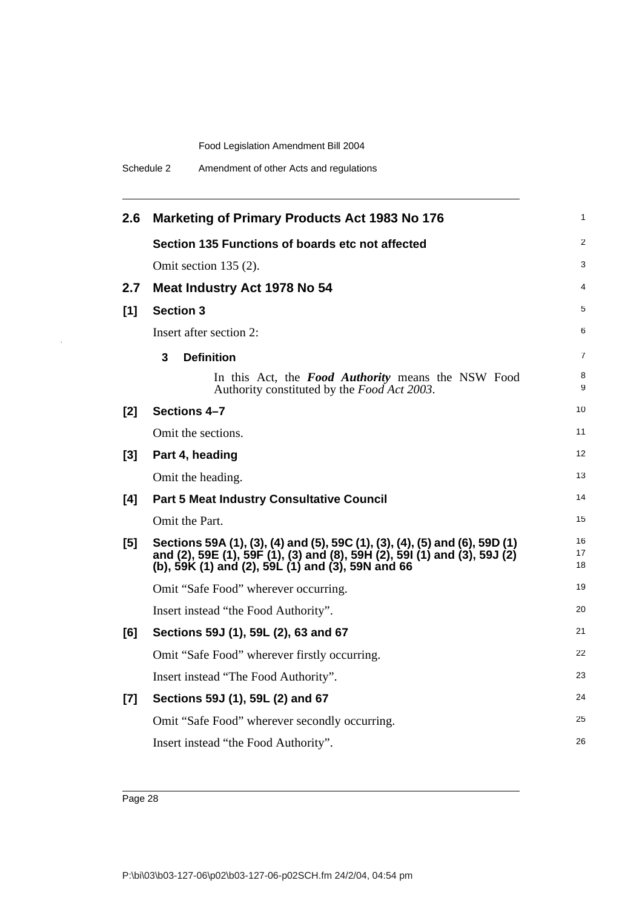## 2.6 Marketing of Primary Products Act 1983 No 176

**Section 135 Functions of boards etc not affected**

Omit section 135 (2).

## 2.7 Meat Industry Act 1978 No 54

**[1] Section 3**

Insert after section 2:

> **3 Definition**
>
> In this Act, the ***Food Authority*** means the NSW Food Authority constituted by the *Food Act 2003*.

**[2] Sections 4–7**

Omit the sections.

**[3] Part 4, heading**

Omit the heading.

**[4] Part 5 Meat Industry Consultative Council**

Omit the Part.

**[5] Sections 59A (1), (3), (4) and (5), 59C (1), (3), (4), (5) and (6), 59D (1) and (2), 59E (1), 59F (1), (3) and (8), 59H (2), 59I (1) and (3), 59J (2) (b), 59K (1) and (2), 59L (1) and (3), 59N and 66**

Omit "Safe Food" wherever occurring.

Insert instead "the Food Authority".

**[6] Sections 59J (1), 59L (2), 63 and 67**

Omit "Safe Food" wherever firstly occurring.

Insert instead "The Food Authority".

**[7] Sections 59J (1), 59L (2) and 67**

Omit "Safe Food" wherever secondly occurring.

Insert instead "the Food Authority".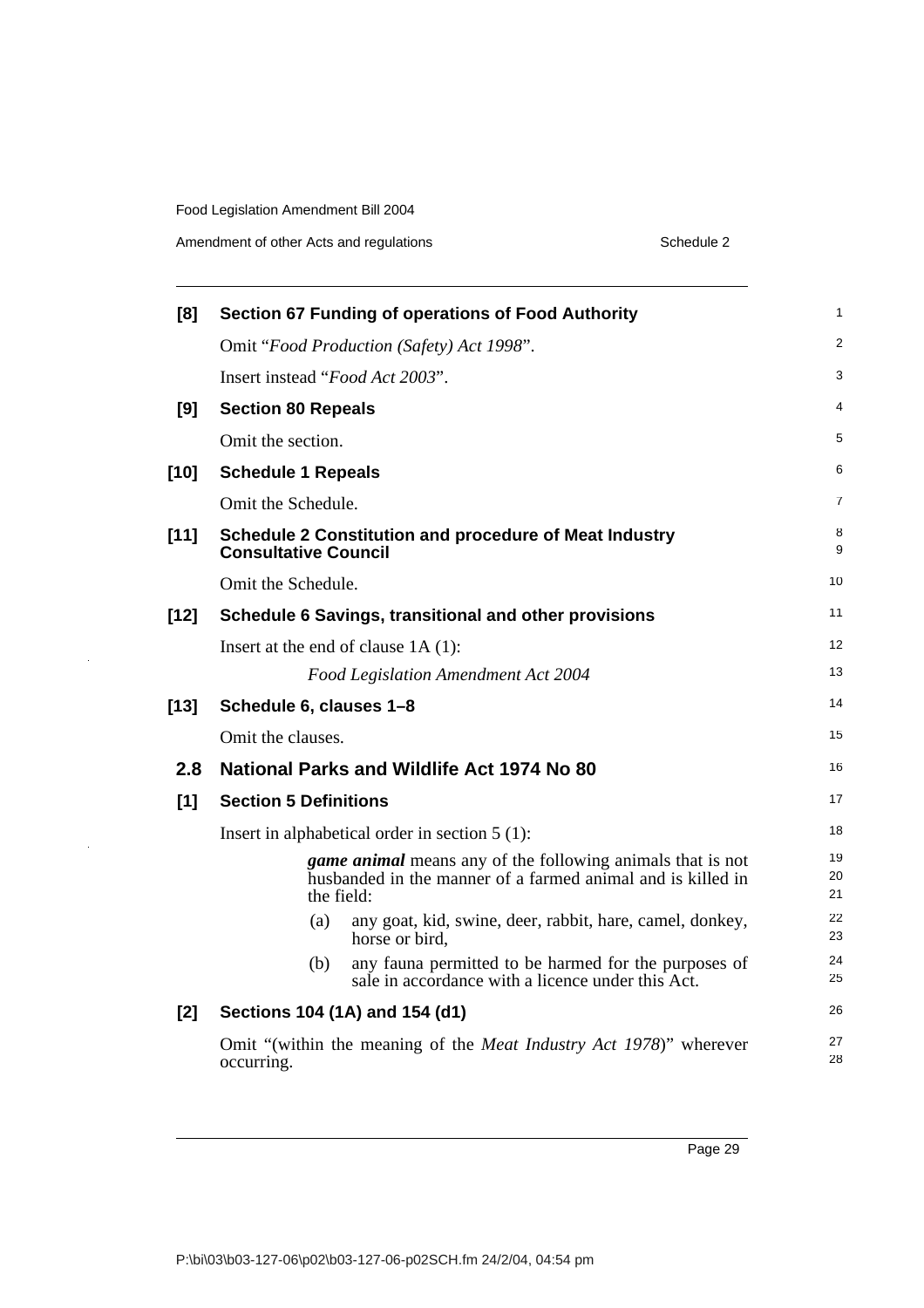**[8] Section 67 Funding of operations of Food Authority**

Omit "*Food Production (Safety) Act 1998*".

Insert instead "*Food Act 2003*".

**[9] Section 80 Repeals**

Omit the section.

**[10] Schedule 1 Repeals**

Omit the Schedule.

**[11] Schedule 2 Constitution and procedure of Meat Industry Consultative Council**

Omit the Schedule.

**[12] Schedule 6 Savings, transitional and other provisions**

Insert at the end of clause 1A (1):

*Food Legislation Amendment Act 2004*

**[13] Schedule 6, clauses 1–8**

Omit the clauses.

## 2.8 National Parks and Wildlife Act 1974 No 80

**[1] Section 5 Definitions**

Insert in alphabetical order in section 5 (1):

***game animal*** means any of the following animals that is not husbanded in the manner of a farmed animal and is killed in the field:

(a) any goat, kid, swine, deer, rabbit, hare, camel, donkey, horse or bird,

(b) any fauna permitted to be harmed for the purposes of sale in accordance with a licence under this Act.

**[2] Sections 104 (1A) and 154 (d1)**

Omit "(within the meaning of the *Meat Industry Act 1978*)" wherever occurring.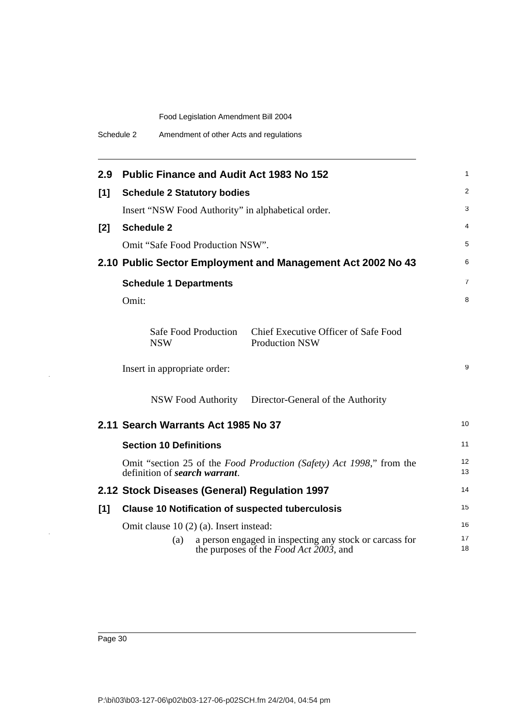## 2.9 Public Finance and Audit Act 1983 No 152

**[1] Schedule 2 Statutory bodies**

Insert "NSW Food Authority" in alphabetical order.

**[2] Schedule 2**

Omit "Safe Food Production NSW".

## 2.10 Public Sector Employment and Management Act 2002 No 43

**Schedule 1 Departments**

Omit:

| | |
|---|---|
| Safe Food Production NSW | Chief Executive Officer of Safe Food Production NSW |

Insert in appropriate order:

| | |
|---|---|
| NSW Food Authority | Director-General of the Authority |

## 2.11 Search Warrants Act 1985 No 37

**Section 10 Definitions**

Omit "section 25 of the *Food Production (Safety) Act 1998*," from the definition of ***search warrant***.

## 2.12 Stock Diseases (General) Regulation 1997

**[1] Clause 10 Notification of suspected tuberculosis**

Omit clause 10 (2) (a). Insert instead:

(a) a person engaged in inspecting any stock or carcass for the purposes of the *Food Act 2003*, and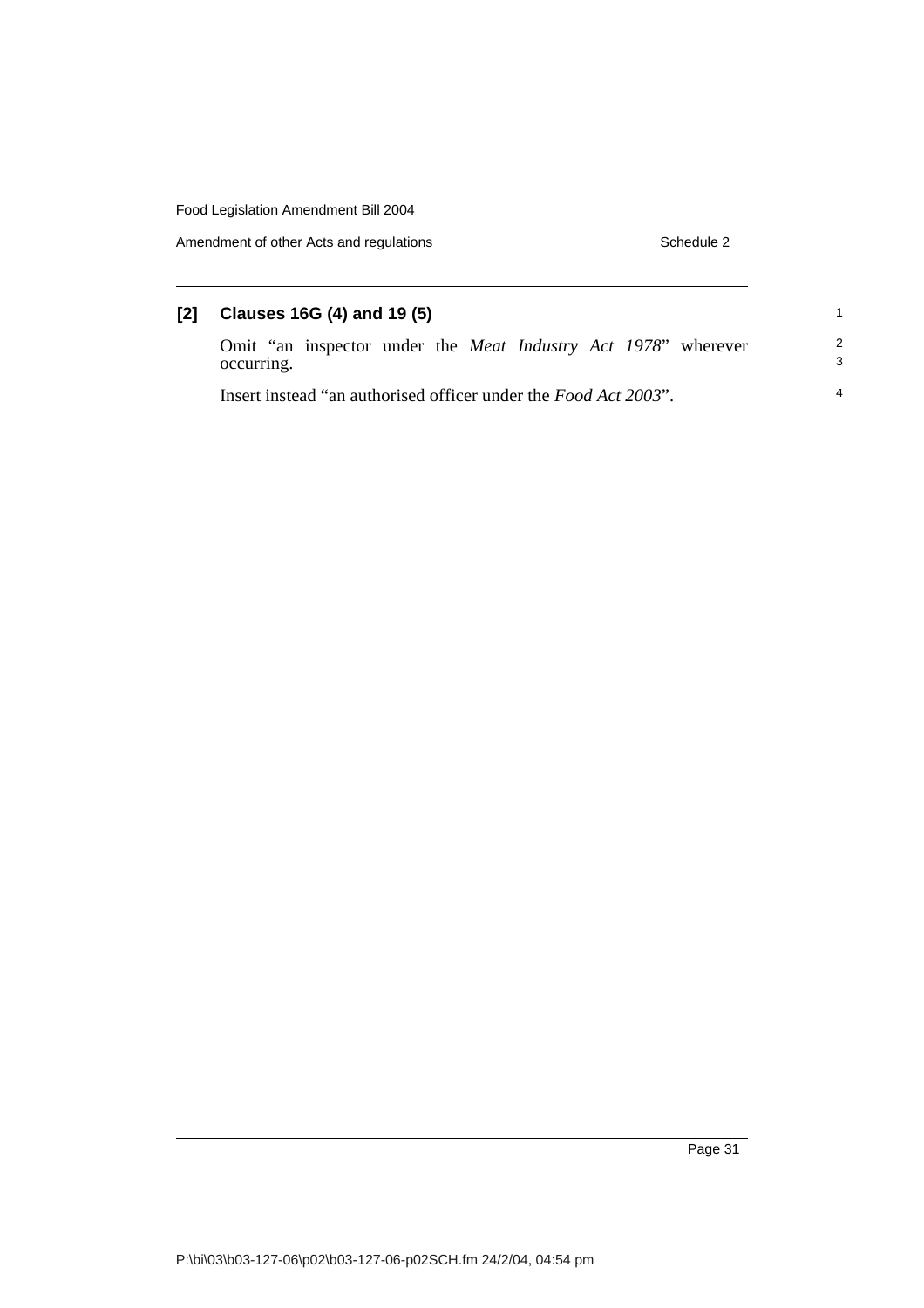### [2] Clauses 16G (4) and 19 (5)

Omit "an inspector under the *Meat Industry Act 1978*" wherever occurring.

Insert instead "an authorised officer under the *Food Act 2003*".